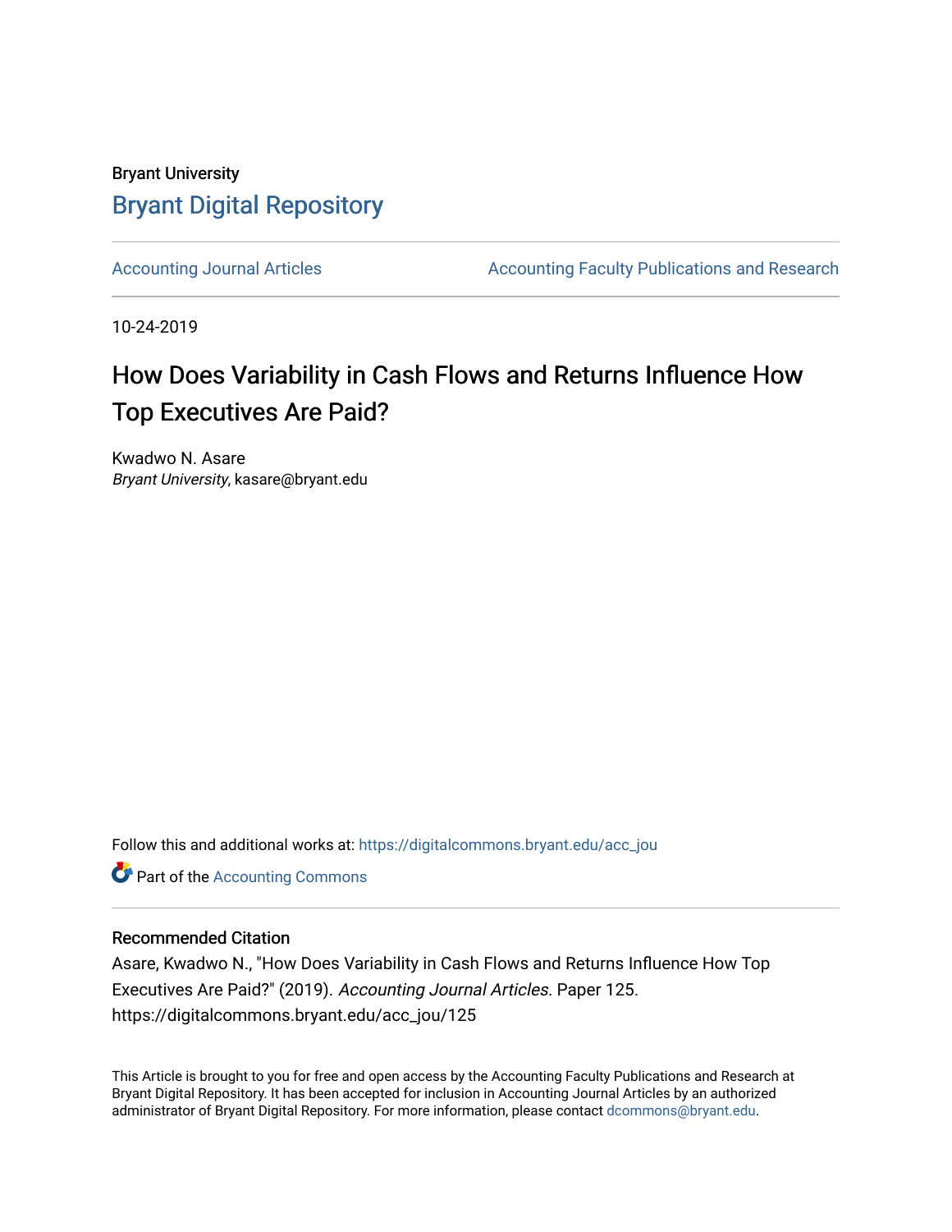Bryant University

# Bryant Digital Repository

Accounting Journal Articles

Accounting Faculty Publications and Research

10-24-2019

## How Does Variability in Cash Flows and Returns Influence How Top Executives Are Paid?

Kwadwo N. Asare  
*Bryant University*, kasare@bryant.edu

Follow this and additional works at: https://digitalcommons.bryant.edu/acc_jou

Part of the Accounting Commons

### Recommended Citation

Asare, Kwadwo N., "How Does Variability in Cash Flows and Returns Influence How Top Executives Are Paid?" (2019). *Accounting Journal Articles.* Paper 125.  
https://digitalcommons.bryant.edu/acc_jou/125

This Article is brought to you for free and open access by the Accounting Faculty Publications and Research at Bryant Digital Repository. It has been accepted for inclusion in Accounting Journal Articles by an authorized administrator of Bryant Digital Repository. For more information, please contact dcommons@bryant.edu.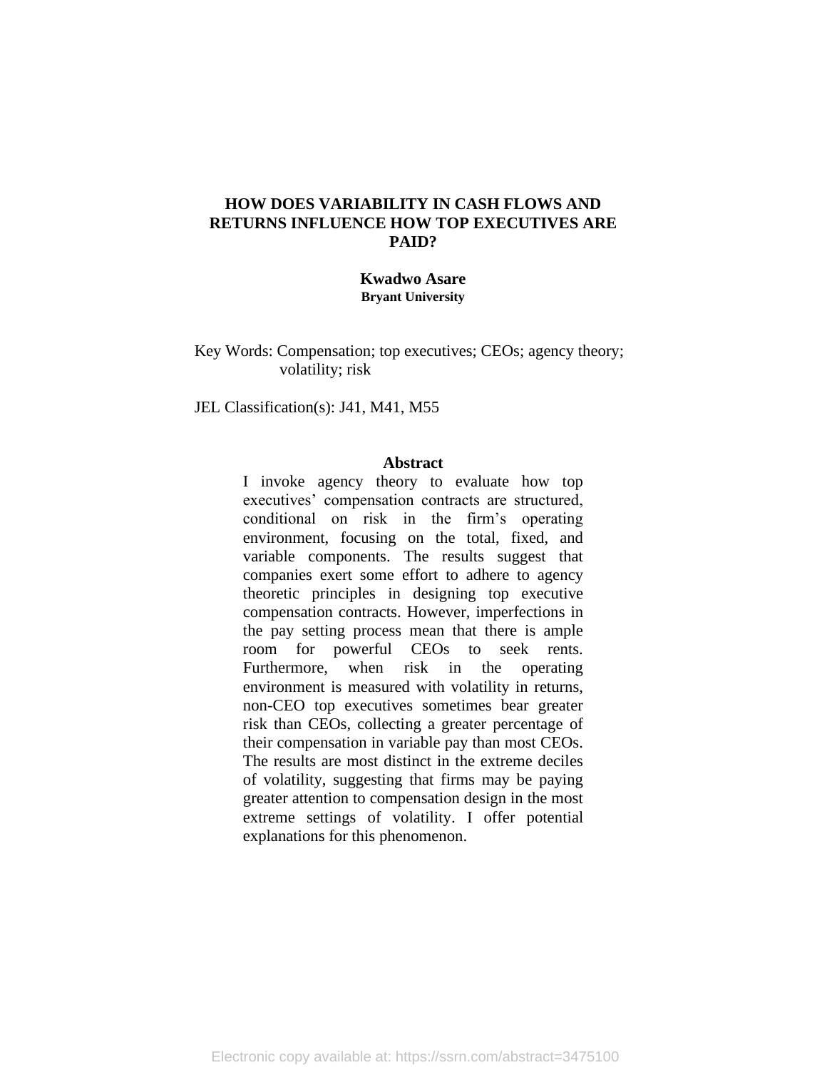# HOW DOES VARIABILITY IN CASH FLOWS AND RETURNS INFLUENCE HOW TOP EXECUTIVES ARE PAID?

**Kwadwo Asare**
**Bryant University**

Key Words: Compensation; top executives; CEOs; agency theory; volatility; risk

JEL Classification(s): J41, M41, M55

## Abstract

I invoke agency theory to evaluate how top executives' compensation contracts are structured, conditional on risk in the firm's operating environment, focusing on the total, fixed, and variable components. The results suggest that companies exert some effort to adhere to agency theoretic principles in designing top executive compensation contracts. However, imperfections in the pay setting process mean that there is ample room for powerful CEOs to seek rents. Furthermore, when risk in the operating environment is measured with volatility in returns, non-CEO top executives sometimes bear greater risk than CEOs, collecting a greater percentage of their compensation in variable pay than most CEOs. The results are most distinct in the extreme deciles of volatility, suggesting that firms may be paying greater attention to compensation design in the most extreme settings of volatility. I offer potential explanations for this phenomenon.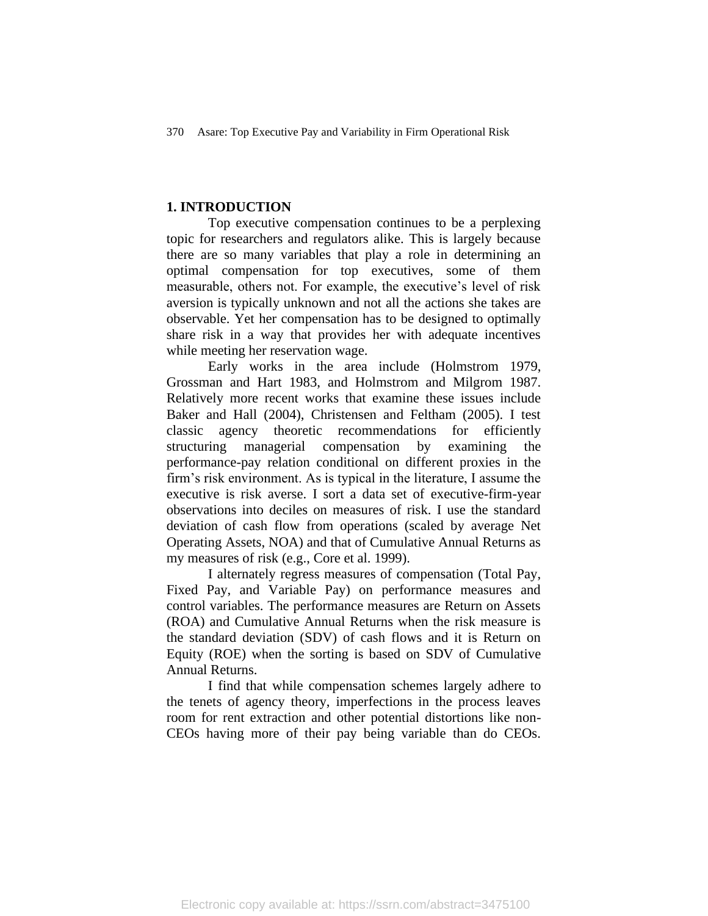## 1. INTRODUCTION

Top executive compensation continues to be a perplexing topic for researchers and regulators alike. This is largely because there are so many variables that play a role in determining an optimal compensation for top executives, some of them measurable, others not. For example, the executive's level of risk aversion is typically unknown and not all the actions she takes are observable. Yet her compensation has to be designed to optimally share risk in a way that provides her with adequate incentives while meeting her reservation wage.

Early works in the area include (Holmstrom 1979, Grossman and Hart 1983, and Holmstrom and Milgrom 1987. Relatively more recent works that examine these issues include Baker and Hall (2004), Christensen and Feltham (2005). I test classic agency theoretic recommendations for efficiently structuring managerial compensation by examining the performance-pay relation conditional on different proxies in the firm's risk environment. As is typical in the literature, I assume the executive is risk averse. I sort a data set of executive-firm-year observations into deciles on measures of risk. I use the standard deviation of cash flow from operations (scaled by average Net Operating Assets, NOA) and that of Cumulative Annual Returns as my measures of risk (e.g., Core et al. 1999).

I alternately regress measures of compensation (Total Pay, Fixed Pay, and Variable Pay) on performance measures and control variables. The performance measures are Return on Assets (ROA) and Cumulative Annual Returns when the risk measure is the standard deviation (SDV) of cash flows and it is Return on Equity (ROE) when the sorting is based on SDV of Cumulative Annual Returns.

I find that while compensation schemes largely adhere to the tenets of agency theory, imperfections in the process leaves room for rent extraction and other potential distortions like non-CEOs having more of their pay being variable than do CEOs.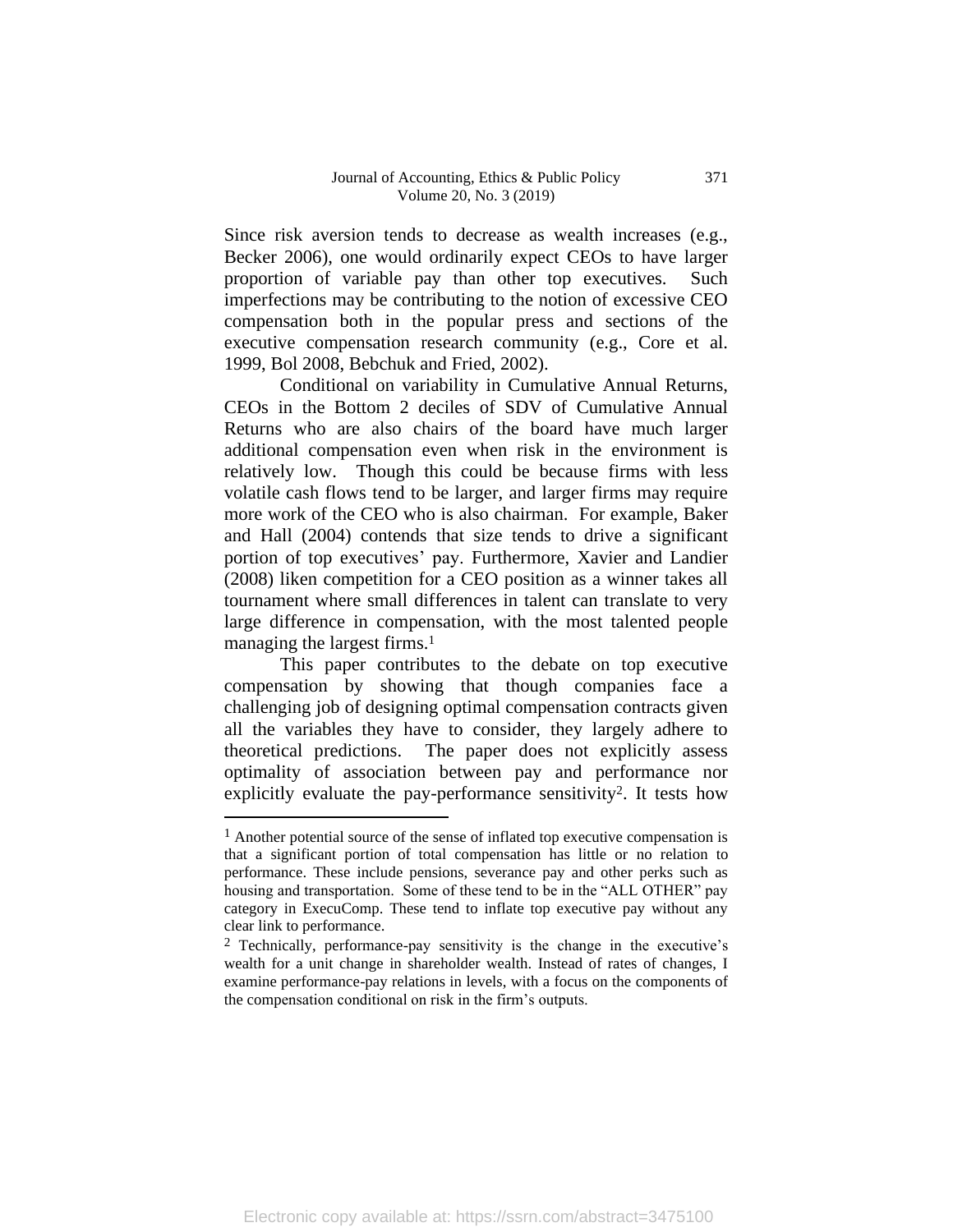Since risk aversion tends to decrease as wealth increases (e.g., Becker 2006), one would ordinarily expect CEOs to have larger proportion of variable pay than other top executives. Such imperfections may be contributing to the notion of excessive CEO compensation both in the popular press and sections of the executive compensation research community (e.g., Core et al. 1999, Bol 2008, Bebchuk and Fried, 2002).

Conditional on variability in Cumulative Annual Returns, CEOs in the Bottom 2 deciles of SDV of Cumulative Annual Returns who are also chairs of the board have much larger additional compensation even when risk in the environment is relatively low. Though this could be because firms with less volatile cash flows tend to be larger, and larger firms may require more work of the CEO who is also chairman. For example, Baker and Hall (2004) contends that size tends to drive a significant portion of top executives' pay. Furthermore, Xavier and Landier (2008) liken competition for a CEO position as a winner takes all tournament where small differences in talent can translate to very large difference in compensation, with the most talented people managing the largest firms.[1]

This paper contributes to the debate on top executive compensation by showing that though companies face a challenging job of designing optimal compensation contracts given all the variables they have to consider, they largely adhere to theoretical predictions. The paper does not explicitly assess optimality of association between pay and performance nor explicitly evaluate the pay-performance sensitivity[2]. It tests how

---

[1] Another potential source of the sense of inflated top executive compensation is that a significant portion of total compensation has little or no relation to performance. These include pensions, severance pay and other perks such as housing and transportation. Some of these tend to be in the "ALL OTHER" pay category in ExecuComp. These tend to inflate top executive pay without any clear link to performance.

[2] Technically, performance-pay sensitivity is the change in the executive's wealth for a unit change in shareholder wealth. Instead of rates of changes, I examine performance-pay relations in levels, with a focus on the components of the compensation conditional on risk in the firm's outputs.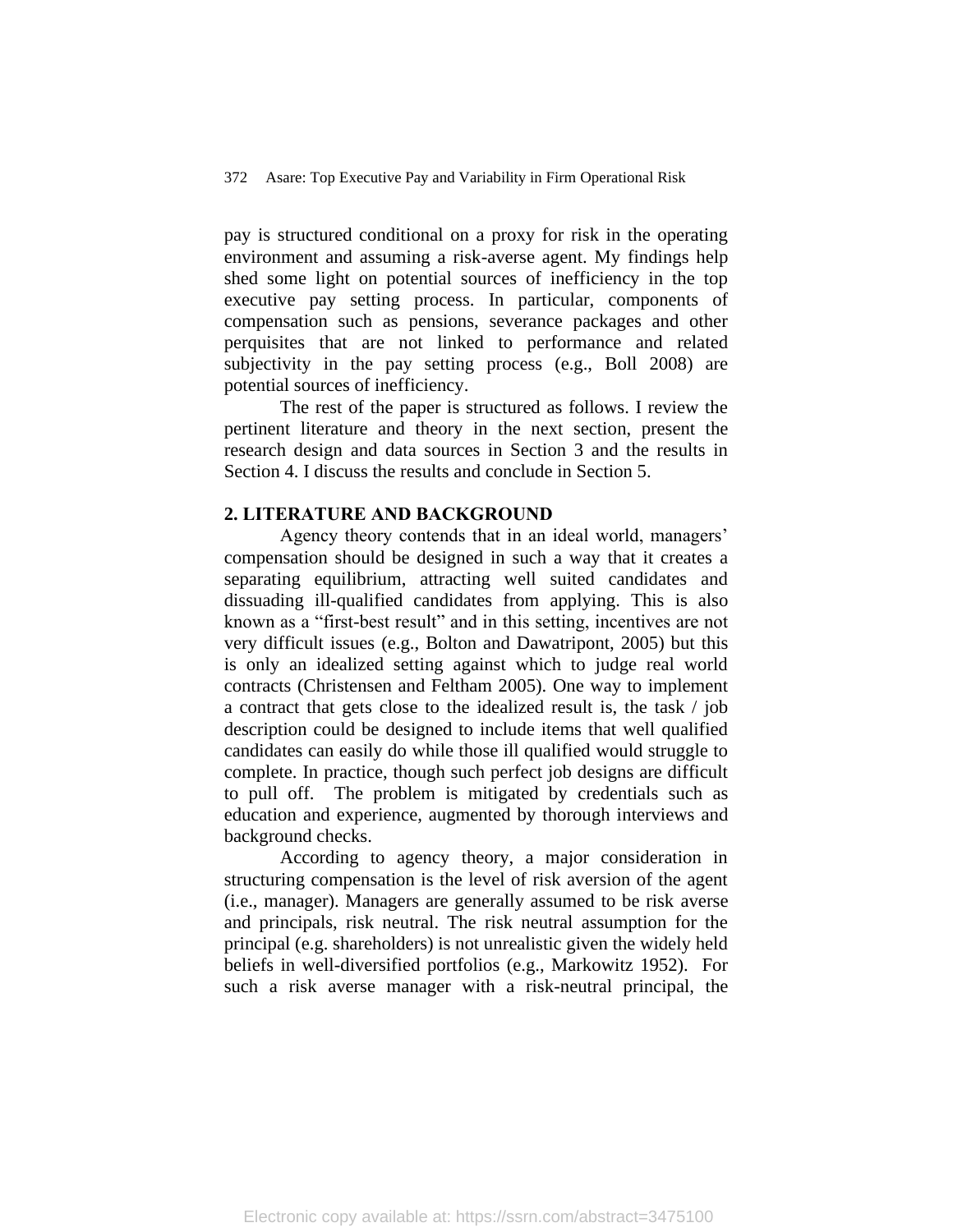pay is structured conditional on a proxy for risk in the operating environment and assuming a risk-averse agent. My findings help shed some light on potential sources of inefficiency in the top executive pay setting process. In particular, components of compensation such as pensions, severance packages and other perquisites that are not linked to performance and related subjectivity in the pay setting process (e.g., Boll 2008) are potential sources of inefficiency.

The rest of the paper is structured as follows. I review the pertinent literature and theory in the next section, present the research design and data sources in Section 3 and the results in Section 4. I discuss the results and conclude in Section 5.

## 2. LITERATURE AND BACKGROUND

Agency theory contends that in an ideal world, managers' compensation should be designed in such a way that it creates a separating equilibrium, attracting well suited candidates and dissuading ill-qualified candidates from applying. This is also known as a "first-best result" and in this setting, incentives are not very difficult issues (e.g., Bolton and Dawatripont, 2005) but this is only an idealized setting against which to judge real world contracts (Christensen and Feltham 2005). One way to implement a contract that gets close to the idealized result is, the task / job description could be designed to include items that well qualified candidates can easily do while those ill qualified would struggle to complete. In practice, though such perfect job designs are difficult to pull off. The problem is mitigated by credentials such as education and experience, augmented by thorough interviews and background checks.

According to agency theory, a major consideration in structuring compensation is the level of risk aversion of the agent (i.e., manager). Managers are generally assumed to be risk averse and principals, risk neutral. The risk neutral assumption for the principal (e.g. shareholders) is not unrealistic given the widely held beliefs in well-diversified portfolios (e.g., Markowitz 1952). For such a risk averse manager with a risk-neutral principal, the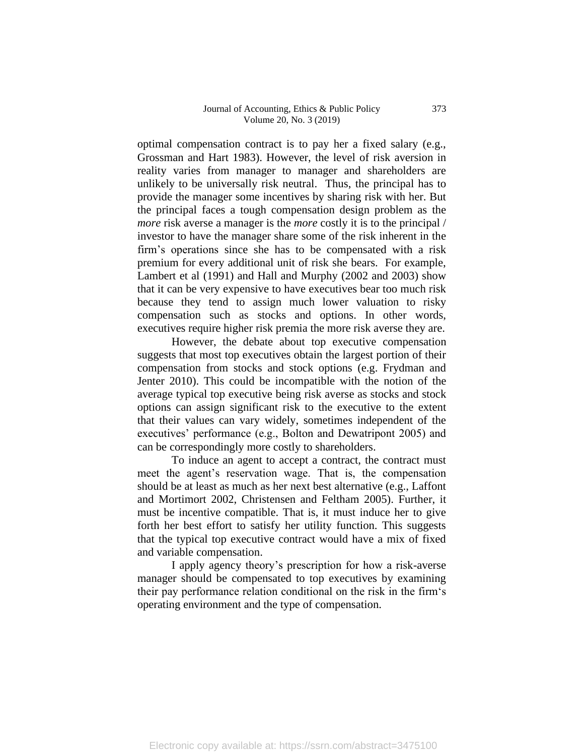optimal compensation contract is to pay her a fixed salary (e.g., Grossman and Hart 1983). However, the level of risk aversion in reality varies from manager to manager and shareholders are unlikely to be universally risk neutral. Thus, the principal has to provide the manager some incentives by sharing risk with her. But the principal faces a tough compensation design problem as the *more* risk averse a manager is the *more* costly it is to the principal / investor to have the manager share some of the risk inherent in the firm's operations since she has to be compensated with a risk premium for every additional unit of risk she bears. For example, Lambert et al (1991) and Hall and Murphy (2002 and 2003) show that it can be very expensive to have executives bear too much risk because they tend to assign much lower valuation to risky compensation such as stocks and options. In other words, executives require higher risk premia the more risk averse they are.

However, the debate about top executive compensation suggests that most top executives obtain the largest portion of their compensation from stocks and stock options (e.g. Frydman and Jenter 2010). This could be incompatible with the notion of the average typical top executive being risk averse as stocks and stock options can assign significant risk to the executive to the extent that their values can vary widely, sometimes independent of the executives' performance (e.g., Bolton and Dewatripont 2005) and can be correspondingly more costly to shareholders.

To induce an agent to accept a contract, the contract must meet the agent's reservation wage. That is, the compensation should be at least as much as her next best alternative (e.g., Laffont and Mortimort 2002, Christensen and Feltham 2005). Further, it must be incentive compatible. That is, it must induce her to give forth her best effort to satisfy her utility function. This suggests that the typical top executive contract would have a mix of fixed and variable compensation.

I apply agency theory's prescription for how a risk-averse manager should be compensated to top executives by examining their pay performance relation conditional on the risk in the firm's operating environment and the type of compensation.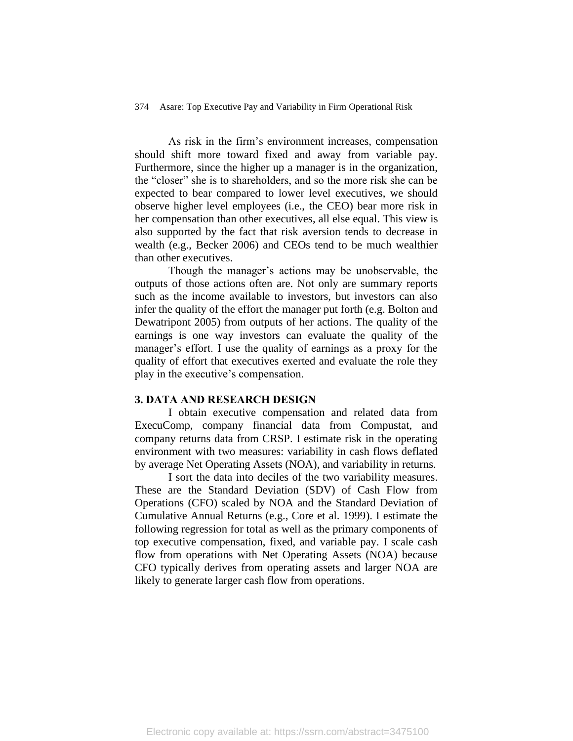As risk in the firm's environment increases, compensation should shift more toward fixed and away from variable pay. Furthermore, since the higher up a manager is in the organization, the "closer" she is to shareholders, and so the more risk she can be expected to bear compared to lower level executives, we should observe higher level employees (i.e., the CEO) bear more risk in her compensation than other executives, all else equal. This view is also supported by the fact that risk aversion tends to decrease in wealth (e.g., Becker 2006) and CEOs tend to be much wealthier than other executives.

Though the manager's actions may be unobservable, the outputs of those actions often are. Not only are summary reports such as the income available to investors, but investors can also infer the quality of the effort the manager put forth (e.g. Bolton and Dewatripont 2005) from outputs of her actions. The quality of the earnings is one way investors can evaluate the quality of the manager's effort. I use the quality of earnings as a proxy for the quality of effort that executives exerted and evaluate the role they play in the executive's compensation.

## 3. DATA AND RESEARCH DESIGN

I obtain executive compensation and related data from ExecuComp, company financial data from Compustat, and company returns data from CRSP. I estimate risk in the operating environment with two measures: variability in cash flows deflated by average Net Operating Assets (NOA), and variability in returns.

I sort the data into deciles of the two variability measures. These are the Standard Deviation (SDV) of Cash Flow from Operations (CFO) scaled by NOA and the Standard Deviation of Cumulative Annual Returns (e.g., Core et al. 1999). I estimate the following regression for total as well as the primary components of top executive compensation, fixed, and variable pay. I scale cash flow from operations with Net Operating Assets (NOA) because CFO typically derives from operating assets and larger NOA are likely to generate larger cash flow from operations.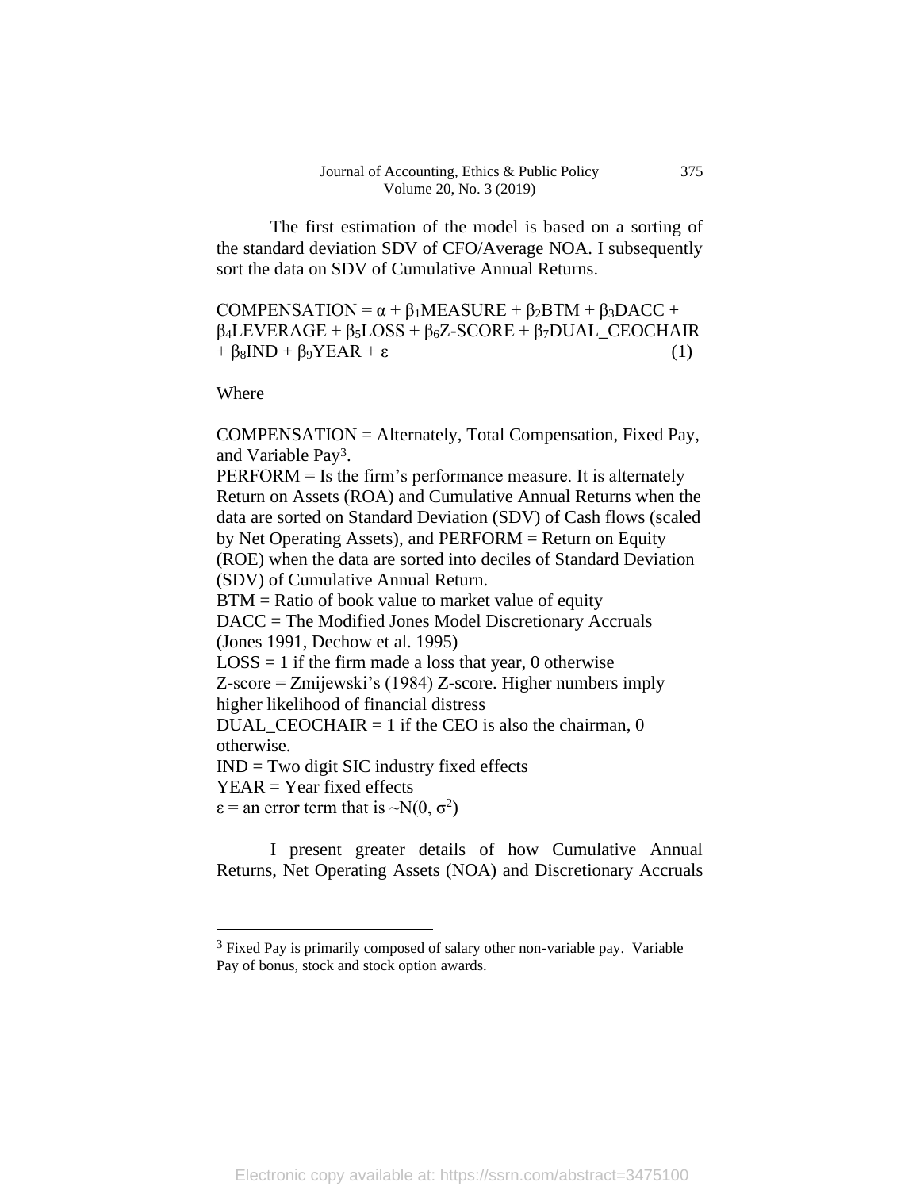The first estimation of the model is based on a sorting of the standard deviation SDV of CFO/Average NOA. I subsequently sort the data on SDV of Cumulative Annual Returns.

$$\text{COMPENSATION} = \alpha + \beta_1\text{MEASURE} + \beta_2\text{BTM} + \beta_3\text{DACC} + \beta_4\text{LEVERAGE} + \beta_5\text{LOSS} + \beta_6\text{Z-SCORE} + \beta_7\text{DUAL\_CEOCHAIR} + \beta_8\text{IND} + \beta_9\text{YEAR} + \varepsilon \quad (1)$$

Where

COMPENSATION = Alternately, Total Compensation, Fixed Pay, and Variable Pay[3].
PERFORM = Is the firm's performance measure. It is alternately Return on Assets (ROA) and Cumulative Annual Returns when the data are sorted on Standard Deviation (SDV) of Cash flows (scaled by Net Operating Assets), and PERFORM = Return on Equity (ROE) when the data are sorted into deciles of Standard Deviation (SDV) of Cumulative Annual Return.
BTM = Ratio of book value to market value of equity
DACC = The Modified Jones Model Discretionary Accruals (Jones 1991, Dechow et al. 1995)
LOSS = 1 if the firm made a loss that year, 0 otherwise
Z-score = Zmijewski's (1984) Z-score. Higher numbers imply higher likelihood of financial distress
DUAL_CEOCHAIR = 1 if the CEO is also the chairman, 0 otherwise.
IND = Two digit SIC industry fixed effects
YEAR = Year fixed effects
$\varepsilon$ = an error term that is $\sim N(0, \sigma^2)$

I present greater details of how Cumulative Annual Returns, Net Operating Assets (NOA) and Discretionary Accruals

---

[3] Fixed Pay is primarily composed of salary other non-variable pay. Variable Pay of bonus, stock and stock option awards.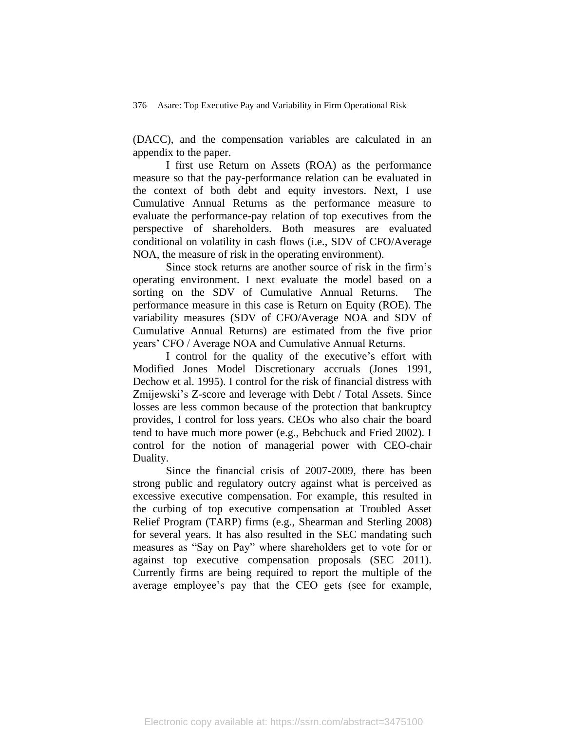(DACC), and the compensation variables are calculated in an appendix to the paper.

I first use Return on Assets (ROA) as the performance measure so that the pay-performance relation can be evaluated in the context of both debt and equity investors. Next, I use Cumulative Annual Returns as the performance measure to evaluate the performance-pay relation of top executives from the perspective of shareholders. Both measures are evaluated conditional on volatility in cash flows (i.e., SDV of CFO/Average NOA, the measure of risk in the operating environment).

Since stock returns are another source of risk in the firm's operating environment. I next evaluate the model based on a sorting on the SDV of Cumulative Annual Returns. The performance measure in this case is Return on Equity (ROE). The variability measures (SDV of CFO/Average NOA and SDV of Cumulative Annual Returns) are estimated from the five prior years' CFO / Average NOA and Cumulative Annual Returns.

I control for the quality of the executive's effort with Modified Jones Model Discretionary accruals (Jones 1991, Dechow et al. 1995). I control for the risk of financial distress with Zmijewski's Z-score and leverage with Debt / Total Assets. Since losses are less common because of the protection that bankruptcy provides, I control for loss years. CEOs who also chair the board tend to have much more power (e.g., Bebchuck and Fried 2002). I control for the notion of managerial power with CEO-chair Duality.

Since the financial crisis of 2007-2009, there has been strong public and regulatory outcry against what is perceived as excessive executive compensation. For example, this resulted in the curbing of top executive compensation at Troubled Asset Relief Program (TARP) firms (e.g., Shearman and Sterling 2008) for several years. It has also resulted in the SEC mandating such measures as "Say on Pay" where shareholders get to vote for or against top executive compensation proposals (SEC 2011). Currently firms are being required to report the multiple of the average employee's pay that the CEO gets (see for example,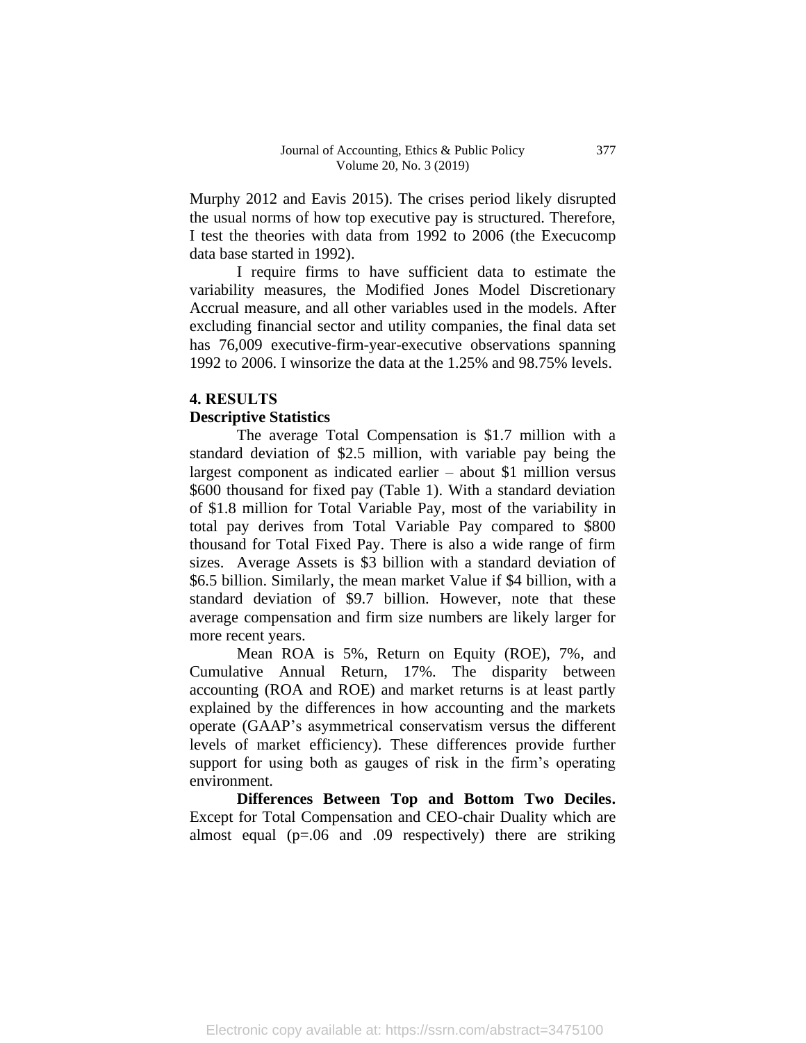Murphy 2012 and Eavis 2015). The crises period likely disrupted the usual norms of how top executive pay is structured. Therefore, I test the theories with data from 1992 to 2006 (the Execucomp data base started in 1992).

I require firms to have sufficient data to estimate the variability measures, the Modified Jones Model Discretionary Accrual measure, and all other variables used in the models. After excluding financial sector and utility companies, the final data set has 76,009 executive-firm-year-executive observations spanning 1992 to 2006. I winsorize the data at the 1.25% and 98.75% levels.

## 4. RESULTS

### Descriptive Statistics

The average Total Compensation is $1.7 million with a standard deviation of $2.5 million, with variable pay being the largest component as indicated earlier – about $1 million versus $600 thousand for fixed pay (Table 1). With a standard deviation of $1.8 million for Total Variable Pay, most of the variability in total pay derives from Total Variable Pay compared to $800 thousand for Total Fixed Pay. There is also a wide range of firm sizes. Average Assets is $3 billion with a standard deviation of $6.5 billion. Similarly, the mean market Value if $4 billion, with a standard deviation of $9.7 billion. However, note that these average compensation and firm size numbers are likely larger for more recent years.

Mean ROA is 5%, Return on Equity (ROE), 7%, and Cumulative Annual Return, 17%. The disparity between accounting (ROA and ROE) and market returns is at least partly explained by the differences in how accounting and the markets operate (GAAP's asymmetrical conservatism versus the different levels of market efficiency). These differences provide further support for using both as gauges of risk in the firm's operating environment.

**Differences Between Top and Bottom Two Deciles.** Except for Total Compensation and CEO-chair Duality which are almost equal (p=.06 and .09 respectively) there are striking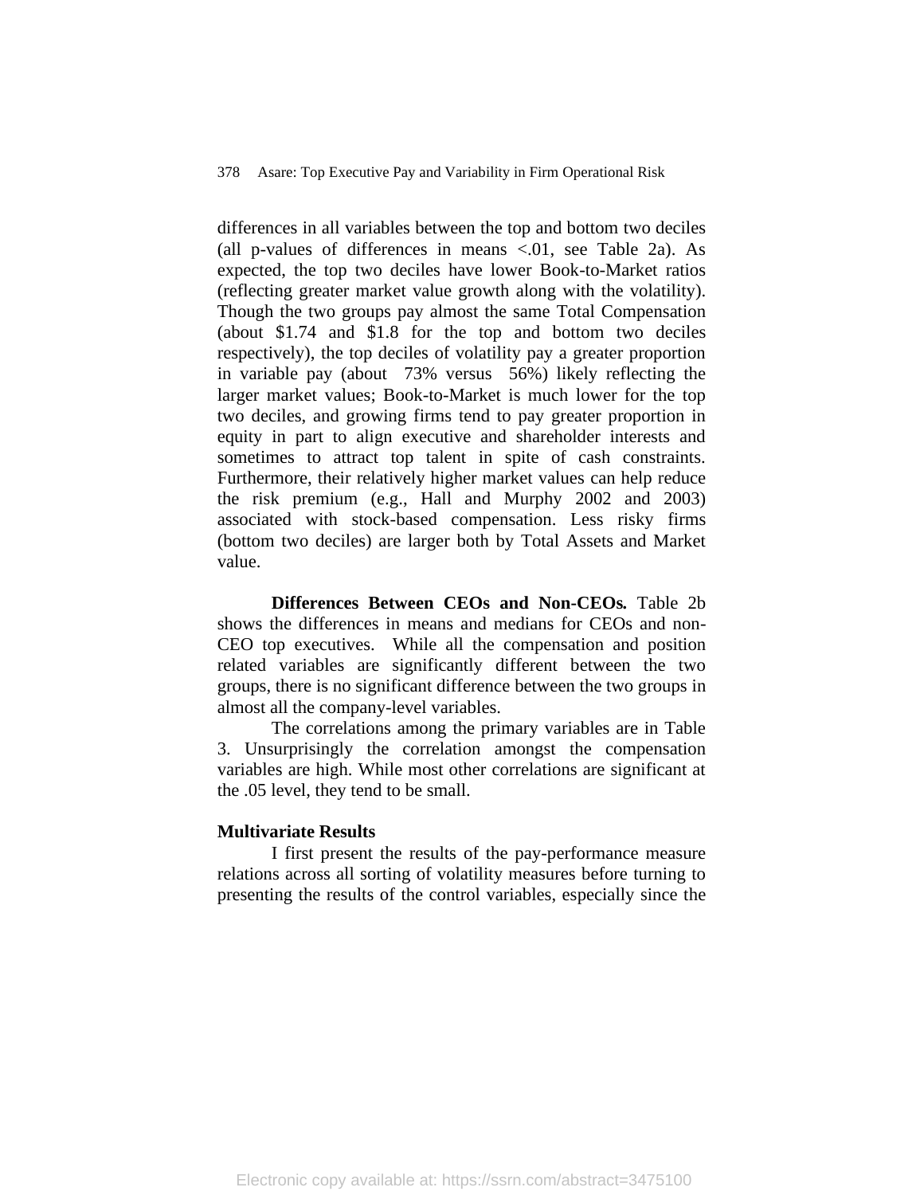differences in all variables between the top and bottom two deciles (all p-values of differences in means <.01, see Table 2a). As expected, the top two deciles have lower Book-to-Market ratios (reflecting greater market value growth along with the volatility). Though the two groups pay almost the same Total Compensation (about $1.74 and $1.8 for the top and bottom two deciles respectively), the top deciles of volatility pay a greater proportion in variable pay (about 73% versus 56%) likely reflecting the larger market values; Book-to-Market is much lower for the top two deciles, and growing firms tend to pay greater proportion in equity in part to align executive and shareholder interests and sometimes to attract top talent in spite of cash constraints. Furthermore, their relatively higher market values can help reduce the risk premium (e.g., Hall and Murphy 2002 and 2003) associated with stock-based compensation. Less risky firms (bottom two deciles) are larger both by Total Assets and Market value.

**Differences Between CEOs and Non-CEOs.** Table 2b shows the differences in means and medians for CEOs and non-CEO top executives. While all the compensation and position related variables are significantly different between the two groups, there is no significant difference between the two groups in almost all the company-level variables.

The correlations among the primary variables are in Table 3. Unsurprisingly the correlation amongst the compensation variables are high. While most other correlations are significant at the .05 level, they tend to be small.

**Multivariate Results**

I first present the results of the pay-performance measure relations across all sorting of volatility measures before turning to presenting the results of the control variables, especially since the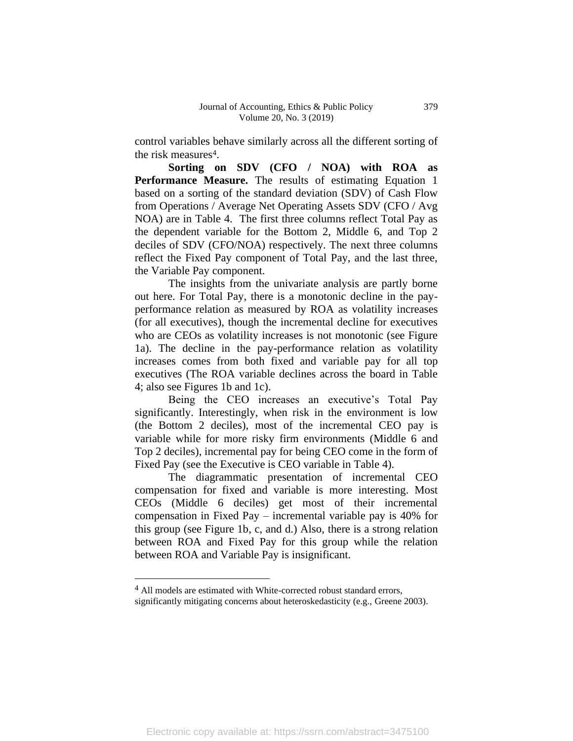control variables behave similarly across all the different sorting of the risk measures[4].

**Sorting on SDV (CFO / NOA) with ROA as Performance Measure.** The results of estimating Equation 1 based on a sorting of the standard deviation (SDV) of Cash Flow from Operations / Average Net Operating Assets SDV (CFO / Avg NOA) are in Table 4. The first three columns reflect Total Pay as the dependent variable for the Bottom 2, Middle 6, and Top 2 deciles of SDV (CFO/NOA) respectively. The next three columns reflect the Fixed Pay component of Total Pay, and the last three, the Variable Pay component.

The insights from the univariate analysis are partly borne out here. For Total Pay, there is a monotonic decline in the pay-performance relation as measured by ROA as volatility increases (for all executives), though the incremental decline for executives who are CEOs as volatility increases is not monotonic (see Figure 1a). The decline in the pay-performance relation as volatility increases comes from both fixed and variable pay for all top executives (The ROA variable declines across the board in Table 4; also see Figures 1b and 1c).

Being the CEO increases an executive's Total Pay significantly. Interestingly, when risk in the environment is low (the Bottom 2 deciles), most of the incremental CEO pay is variable while for more risky firm environments (Middle 6 and Top 2 deciles), incremental pay for being CEO come in the form of Fixed Pay (see the Executive is CEO variable in Table 4).

The diagrammatic presentation of incremental CEO compensation for fixed and variable is more interesting. Most CEOs (Middle 6 deciles) get most of their incremental compensation in Fixed Pay – incremental variable pay is 40% for this group (see Figure 1b, c, and d.) Also, there is a strong relation between ROA and Fixed Pay for this group while the relation between ROA and Variable Pay is insignificant.

---

[4] All models are estimated with White-corrected robust standard errors, significantly mitigating concerns about heteroskedasticity (e.g., Greene 2003).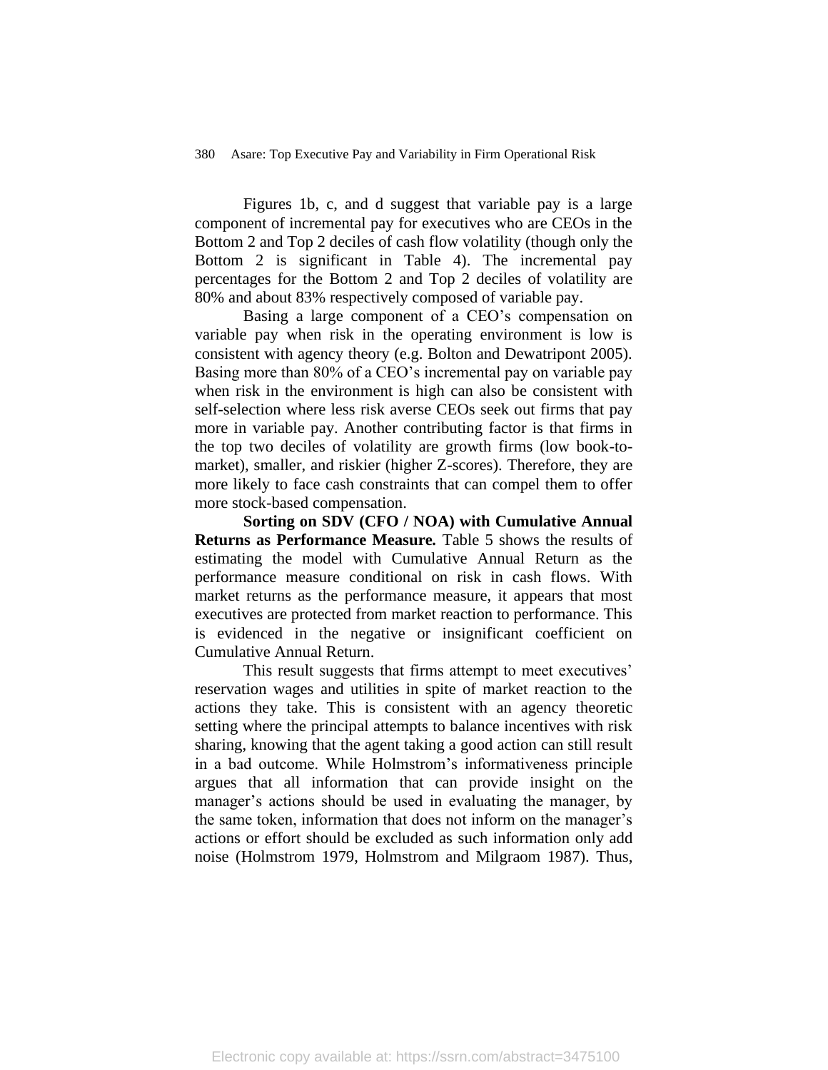Figures 1b, c, and d suggest that variable pay is a large component of incremental pay for executives who are CEOs in the Bottom 2 and Top 2 deciles of cash flow volatility (though only the Bottom 2 is significant in Table 4). The incremental pay percentages for the Bottom 2 and Top 2 deciles of volatility are 80% and about 83% respectively composed of variable pay.

Basing a large component of a CEO's compensation on variable pay when risk in the operating environment is low is consistent with agency theory (e.g. Bolton and Dewatripont 2005). Basing more than 80% of a CEO's incremental pay on variable pay when risk in the environment is high can also be consistent with self-selection where less risk averse CEOs seek out firms that pay more in variable pay. Another contributing factor is that firms in the top two deciles of volatility are growth firms (low book-to-market), smaller, and riskier (higher Z-scores). Therefore, they are more likely to face cash constraints that can compel them to offer more stock-based compensation.

**Sorting on SDV (CFO / NOA) with Cumulative Annual Returns as Performance Measure.** Table 5 shows the results of estimating the model with Cumulative Annual Return as the performance measure conditional on risk in cash flows. With market returns as the performance measure, it appears that most executives are protected from market reaction to performance. This is evidenced in the negative or insignificant coefficient on Cumulative Annual Return.

This result suggests that firms attempt to meet executives' reservation wages and utilities in spite of market reaction to the actions they take. This is consistent with an agency theoretic setting where the principal attempts to balance incentives with risk sharing, knowing that the agent taking a good action can still result in a bad outcome. While Holmstrom's informativeness principle argues that all information that can provide insight on the manager's actions should be used in evaluating the manager, by the same token, information that does not inform on the manager's actions or effort should be excluded as such information only add noise (Holmstrom 1979, Holmstrom and Milgraom 1987). Thus,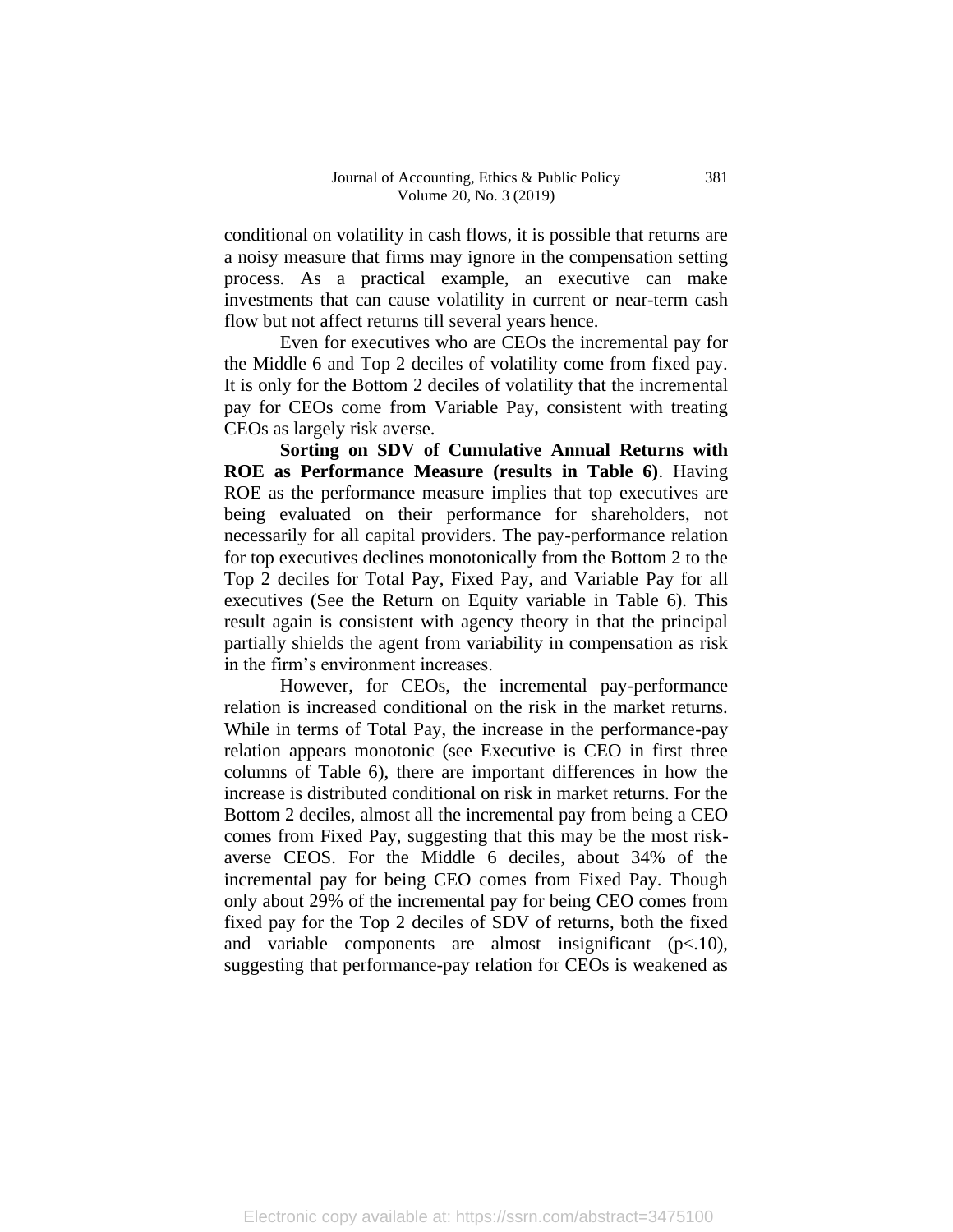conditional on volatility in cash flows, it is possible that returns are a noisy measure that firms may ignore in the compensation setting process. As a practical example, an executive can make investments that can cause volatility in current or near-term cash flow but not affect returns till several years hence.

Even for executives who are CEOs the incremental pay for the Middle 6 and Top 2 deciles of volatility come from fixed pay. It is only for the Bottom 2 deciles of volatility that the incremental pay for CEOs come from Variable Pay, consistent with treating CEOs as largely risk averse.

**Sorting on SDV of Cumulative Annual Returns with ROE as Performance Measure (results in Table 6)**. Having ROE as the performance measure implies that top executives are being evaluated on their performance for shareholders, not necessarily for all capital providers. The pay-performance relation for top executives declines monotonically from the Bottom 2 to the Top 2 deciles for Total Pay, Fixed Pay, and Variable Pay for all executives (See the Return on Equity variable in Table 6). This result again is consistent with agency theory in that the principal partially shields the agent from variability in compensation as risk in the firm's environment increases.

However, for CEOs, the incremental pay-performance relation is increased conditional on the risk in the market returns. While in terms of Total Pay, the increase in the performance-pay relation appears monotonic (see Executive is CEO in first three columns of Table 6), there are important differences in how the increase is distributed conditional on risk in market returns. For the Bottom 2 deciles, almost all the incremental pay from being a CEO comes from Fixed Pay, suggesting that this may be the most risk-averse CEOS. For the Middle 6 deciles, about 34% of the incremental pay for being CEO comes from Fixed Pay. Though only about 29% of the incremental pay for being CEO comes from fixed pay for the Top 2 deciles of SDV of returns, both the fixed and variable components are almost insignificant ($p<.10$), suggesting that performance-pay relation for CEOs is weakened as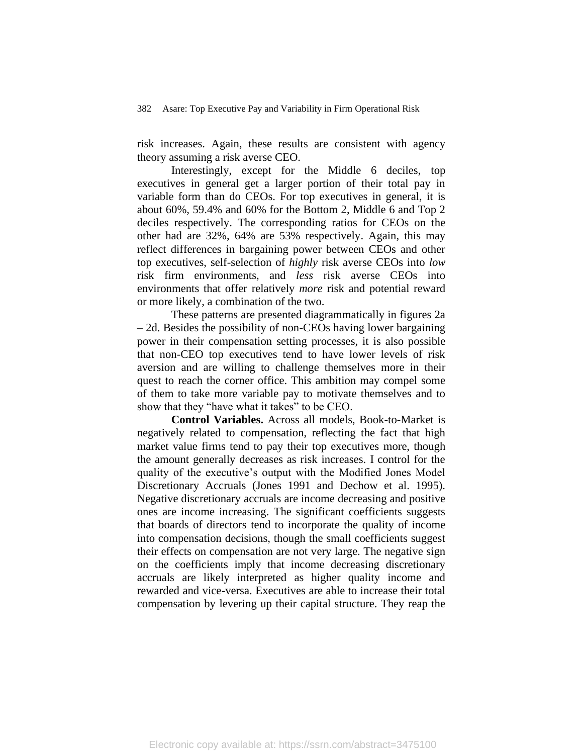risk increases. Again, these results are consistent with agency theory assuming a risk averse CEO.

Interestingly, except for the Middle 6 deciles, top executives in general get a larger portion of their total pay in variable form than do CEOs. For top executives in general, it is about 60%, 59.4% and 60% for the Bottom 2, Middle 6 and Top 2 deciles respectively. The corresponding ratios for CEOs on the other had are 32%, 64% are 53% respectively. Again, this may reflect differences in bargaining power between CEOs and other top executives, self-selection of *highly* risk averse CEOs into *low* risk firm environments, and *less* risk averse CEOs into environments that offer relatively *more* risk and potential reward or more likely, a combination of the two.

These patterns are presented diagrammatically in figures 2a – 2d. Besides the possibility of non-CEOs having lower bargaining power in their compensation setting processes, it is also possible that non-CEO top executives tend to have lower levels of risk aversion and are willing to challenge themselves more in their quest to reach the corner office. This ambition may compel some of them to take more variable pay to motivate themselves and to show that they "have what it takes" to be CEO.

**Control Variables.** Across all models, Book-to-Market is negatively related to compensation, reflecting the fact that high market value firms tend to pay their top executives more, though the amount generally decreases as risk increases. I control for the quality of the executive's output with the Modified Jones Model Discretionary Accruals (Jones 1991 and Dechow et al. 1995). Negative discretionary accruals are income decreasing and positive ones are income increasing. The significant coefficients suggests that boards of directors tend to incorporate the quality of income into compensation decisions, though the small coefficients suggest their effects on compensation are not very large. The negative sign on the coefficients imply that income decreasing discretionary accruals are likely interpreted as higher quality income and rewarded and vice-versa. Executives are able to increase their total compensation by levering up their capital structure. They reap the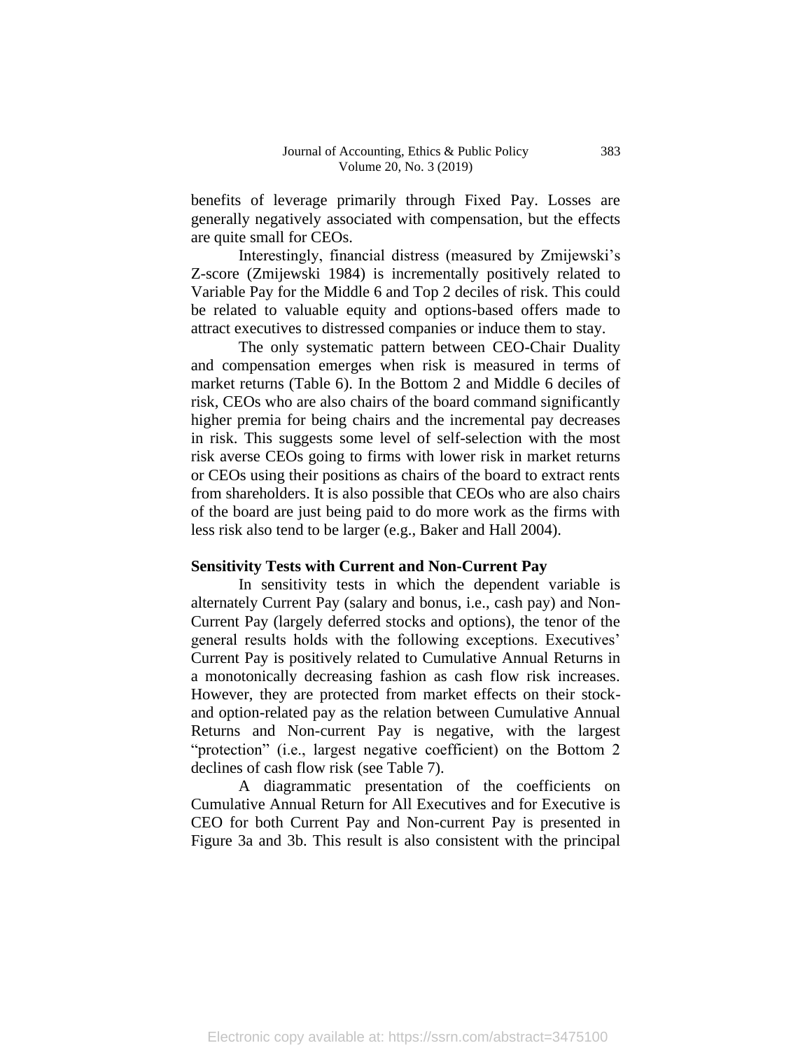benefits of leverage primarily through Fixed Pay. Losses are generally negatively associated with compensation, but the effects are quite small for CEOs.

Interestingly, financial distress (measured by Zmijewski's Z-score (Zmijewski 1984) is incrementally positively related to Variable Pay for the Middle 6 and Top 2 deciles of risk. This could be related to valuable equity and options-based offers made to attract executives to distressed companies or induce them to stay.

The only systematic pattern between CEO-Chair Duality and compensation emerges when risk is measured in terms of market returns (Table 6). In the Bottom 2 and Middle 6 deciles of risk, CEOs who are also chairs of the board command significantly higher premia for being chairs and the incremental pay decreases in risk. This suggests some level of self-selection with the most risk averse CEOs going to firms with lower risk in market returns or CEOs using their positions as chairs of the board to extract rents from shareholders. It is also possible that CEOs who are also chairs of the board are just being paid to do more work as the firms with less risk also tend to be larger (e.g., Baker and Hall 2004).

**Sensitivity Tests with Current and Non-Current Pay**

In sensitivity tests in which the dependent variable is alternately Current Pay (salary and bonus, i.e., cash pay) and Non-Current Pay (largely deferred stocks and options), the tenor of the general results holds with the following exceptions. Executives' Current Pay is positively related to Cumulative Annual Returns in a monotonically decreasing fashion as cash flow risk increases. However, they are protected from market effects on their stock- and option-related pay as the relation between Cumulative Annual Returns and Non-current Pay is negative, with the largest "protection" (i.e., largest negative coefficient) on the Bottom 2 declines of cash flow risk (see Table 7).

A diagrammatic presentation of the coefficients on Cumulative Annual Return for All Executives and for Executive is CEO for both Current Pay and Non-current Pay is presented in Figure 3a and 3b. This result is also consistent with the principal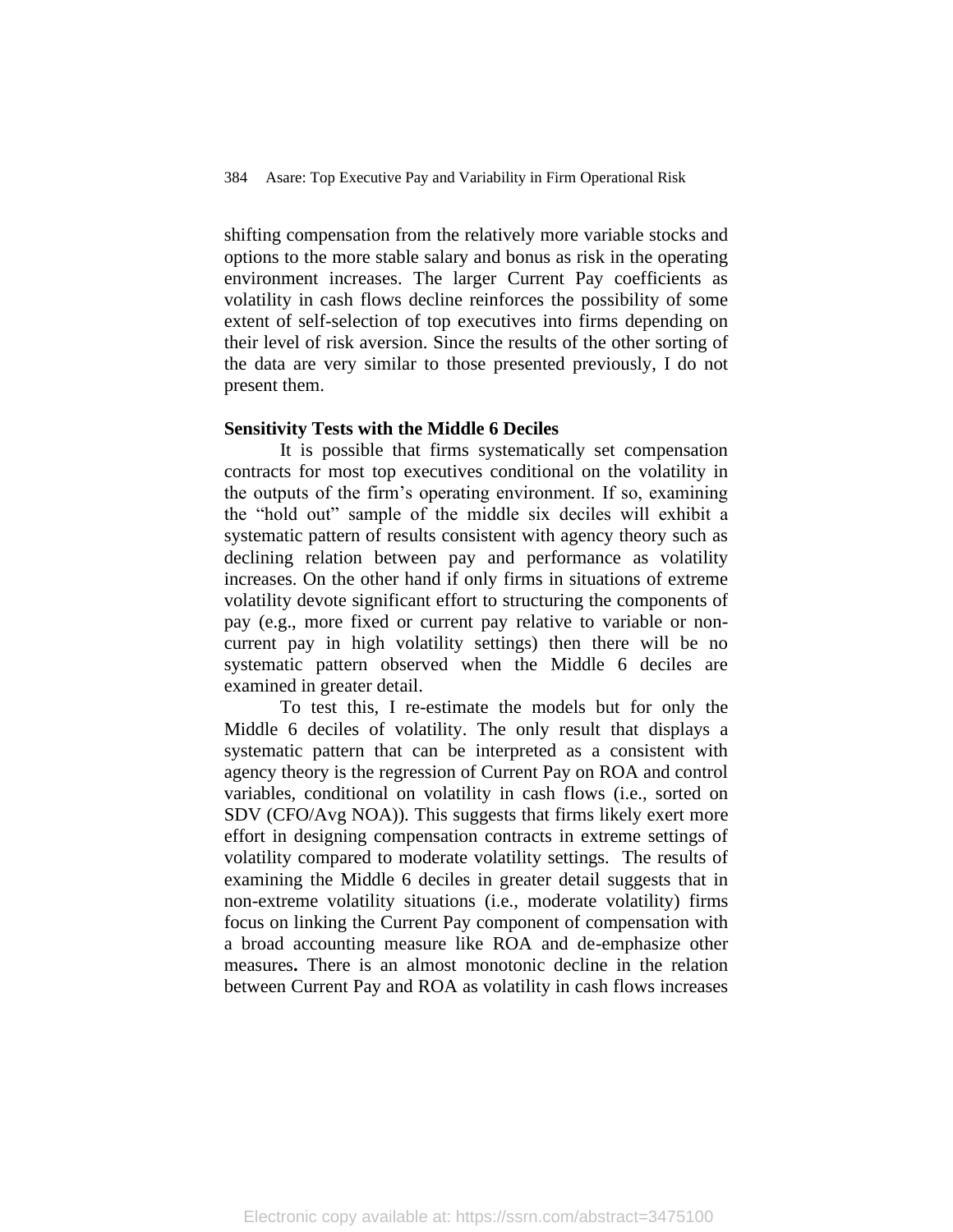shifting compensation from the relatively more variable stocks and options to the more stable salary and bonus as risk in the operating environment increases. The larger Current Pay coefficients as volatility in cash flows decline reinforces the possibility of some extent of self-selection of top executives into firms depending on their level of risk aversion. Since the results of the other sorting of the data are very similar to those presented previously, I do not present them.

**Sensitivity Tests with the Middle 6 Deciles**

It is possible that firms systematically set compensation contracts for most top executives conditional on the volatility in the outputs of the firm's operating environment. If so, examining the "hold out" sample of the middle six deciles will exhibit a systematic pattern of results consistent with agency theory such as declining relation between pay and performance as volatility increases. On the other hand if only firms in situations of extreme volatility devote significant effort to structuring the components of pay (e.g., more fixed or current pay relative to variable or non-current pay in high volatility settings) then there will be no systematic pattern observed when the Middle 6 deciles are examined in greater detail.

To test this, I re-estimate the models but for only the Middle 6 deciles of volatility. The only result that displays a systematic pattern that can be interpreted as a consistent with agency theory is the regression of Current Pay on ROA and control variables, conditional on volatility in cash flows (i.e., sorted on SDV (CFO/Avg NOA)). This suggests that firms likely exert more effort in designing compensation contracts in extreme settings of volatility compared to moderate volatility settings. The results of examining the Middle 6 deciles in greater detail suggests that in non-extreme volatility situations (i.e., moderate volatility) firms focus on linking the Current Pay component of compensation with a broad accounting measure like ROA and de-emphasize other measures**.** There is an almost monotonic decline in the relation between Current Pay and ROA as volatility in cash flows increases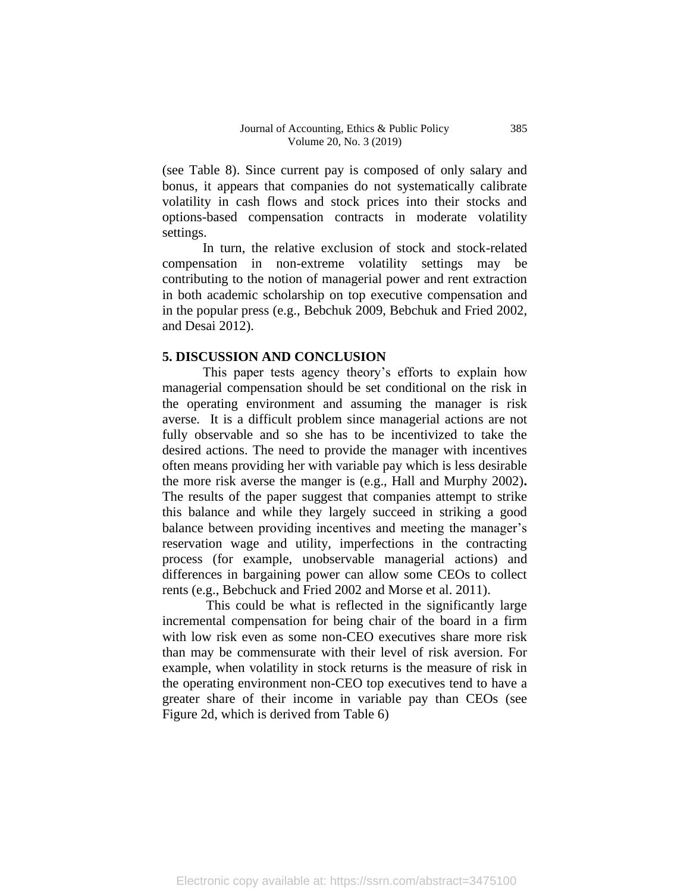(see Table 8). Since current pay is composed of only salary and bonus, it appears that companies do not systematically calibrate volatility in cash flows and stock prices into their stocks and options-based compensation contracts in moderate volatility settings.

In turn, the relative exclusion of stock and stock-related compensation in non-extreme volatility settings may be contributing to the notion of managerial power and rent extraction in both academic scholarship on top executive compensation and in the popular press (e.g., Bebchuk 2009, Bebchuk and Fried 2002, and Desai 2012).

## 5. DISCUSSION AND CONCLUSION

This paper tests agency theory's efforts to explain how managerial compensation should be set conditional on the risk in the operating environment and assuming the manager is risk averse. It is a difficult problem since managerial actions are not fully observable and so she has to be incentivized to take the desired actions. The need to provide the manager with incentives often means providing her with variable pay which is less desirable the more risk averse the manger is (e.g., Hall and Murphy 2002). The results of the paper suggest that companies attempt to strike this balance and while they largely succeed in striking a good balance between providing incentives and meeting the manager's reservation wage and utility, imperfections in the contracting process (for example, unobservable managerial actions) and differences in bargaining power can allow some CEOs to collect rents (e.g., Bebchuck and Fried 2002 and Morse et al. 2011).

This could be what is reflected in the significantly large incremental compensation for being chair of the board in a firm with low risk even as some non-CEO executives share more risk than may be commensurate with their level of risk aversion. For example, when volatility in stock returns is the measure of risk in the operating environment non-CEO top executives tend to have a greater share of their income in variable pay than CEOs (see Figure 2d, which is derived from Table 6)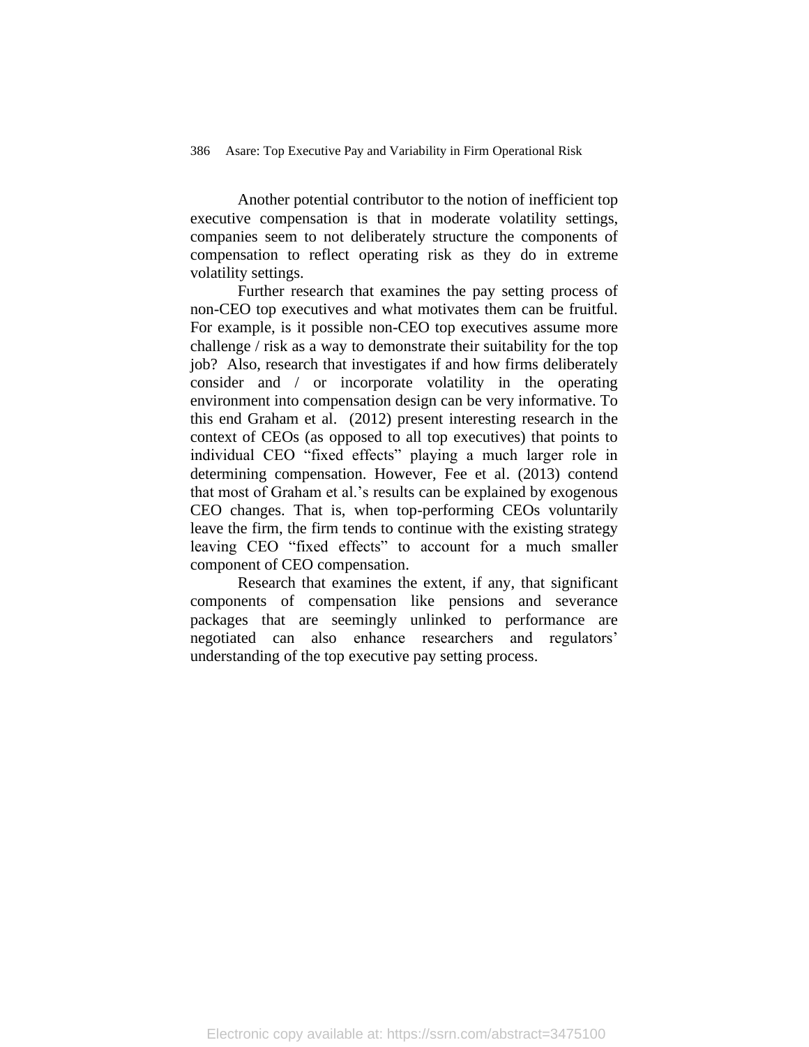Another potential contributor to the notion of inefficient top executive compensation is that in moderate volatility settings, companies seem to not deliberately structure the components of compensation to reflect operating risk as they do in extreme volatility settings.

Further research that examines the pay setting process of non-CEO top executives and what motivates them can be fruitful. For example, is it possible non-CEO top executives assume more challenge / risk as a way to demonstrate their suitability for the top job? Also, research that investigates if and how firms deliberately consider and / or incorporate volatility in the operating environment into compensation design can be very informative. To this end Graham et al. (2012) present interesting research in the context of CEOs (as opposed to all top executives) that points to individual CEO "fixed effects" playing a much larger role in determining compensation. However, Fee et al. (2013) contend that most of Graham et al.'s results can be explained by exogenous CEO changes. That is, when top-performing CEOs voluntarily leave the firm, the firm tends to continue with the existing strategy leaving CEO "fixed effects" to account for a much smaller component of CEO compensation.

Research that examines the extent, if any, that significant components of compensation like pensions and severance packages that are seemingly unlinked to performance are negotiated can also enhance researchers and regulators' understanding of the top executive pay setting process.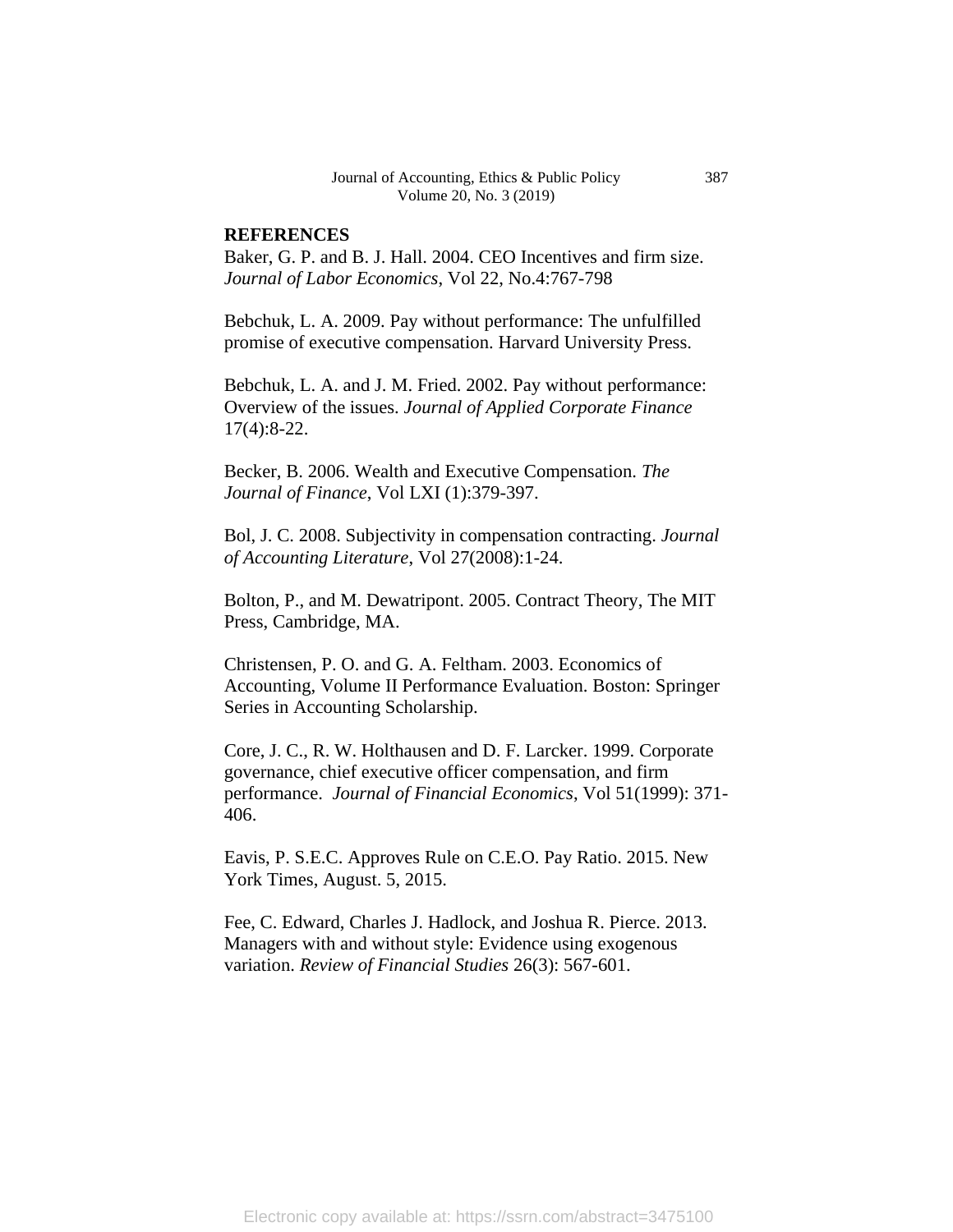## REFERENCES

Baker, G. P. and B. J. Hall. 2004. CEO Incentives and firm size. *Journal of Labor Economics*, Vol 22, No.4:767-798

Bebchuk, L. A. 2009. Pay without performance: The unfulfilled promise of executive compensation. Harvard University Press.

Bebchuk, L. A. and J. M. Fried. 2002. Pay without performance: Overview of the issues. *Journal of Applied Corporate Finance* 17(4):8-22.

Becker, B. 2006. Wealth and Executive Compensation. *The Journal of Finance*, Vol LXI (1):379-397.

Bol, J. C. 2008. Subjectivity in compensation contracting. *Journal of Accounting Literature*, Vol 27(2008):1-24.

Bolton, P., and M. Dewatripont. 2005. Contract Theory, The MIT Press, Cambridge, MA.

Christensen, P. O. and G. A. Feltham. 2003. Economics of Accounting, Volume II Performance Evaluation. Boston: Springer Series in Accounting Scholarship.

Core, J. C., R. W. Holthausen and D. F. Larcker. 1999. Corporate governance, chief executive officer compensation, and firm performance. *Journal of Financial Economics*, Vol 51(1999): 371-406.

Eavis, P. S.E.C. Approves Rule on C.E.O. Pay Ratio. 2015. New York Times, August. 5, 2015.

Fee, C. Edward, Charles J. Hadlock, and Joshua R. Pierce. 2013. Managers with and without style: Evidence using exogenous variation. *Review of Financial Studies* 26(3): 567-601.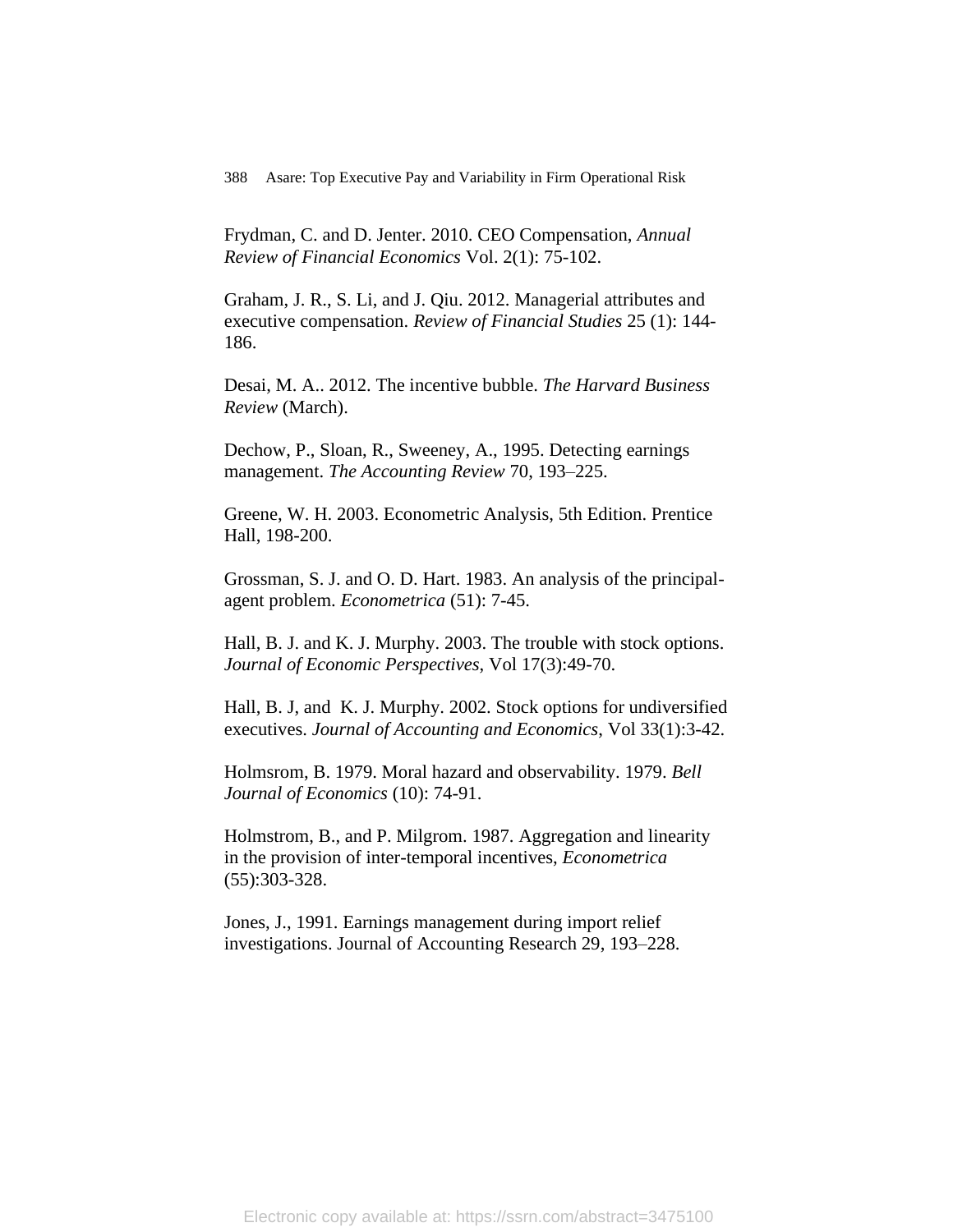Frydman, C. and D. Jenter. 2010. CEO Compensation, *Annual Review of Financial Economics* Vol. 2(1): 75-102.

Graham, J. R., S. Li, and J. Qiu. 2012. Managerial attributes and executive compensation. *Review of Financial Studies* 25 (1): 144-186.

Desai, M. A.. 2012. The incentive bubble. *The Harvard Business Review* (March).

Dechow, P., Sloan, R., Sweeney, A., 1995. Detecting earnings management. *The Accounting Review* 70, 193–225.

Greene, W. H. 2003. Econometric Analysis, 5th Edition. Prentice Hall, 198-200.

Grossman, S. J. and O. D. Hart. 1983. An analysis of the principal-agent problem. *Econometrica* (51): 7-45.

Hall, B. J. and K. J. Murphy. 2003. The trouble with stock options. *Journal of Economic Perspectives*, Vol 17(3):49-70.

Hall, B. J, and K. J. Murphy. 2002. Stock options for undiversified executives. *Journal of Accounting and Economics*, Vol 33(1):3-42.

Holmsrom, B. 1979. Moral hazard and observability. 1979. *Bell Journal of Economics* (10): 74-91.

Holmstrom, B., and P. Milgrom. 1987. Aggregation and linearity in the provision of inter-temporal incentives, *Econometrica* (55):303-328.

Jones, J., 1991. Earnings management during import relief investigations. Journal of Accounting Research 29, 193–228.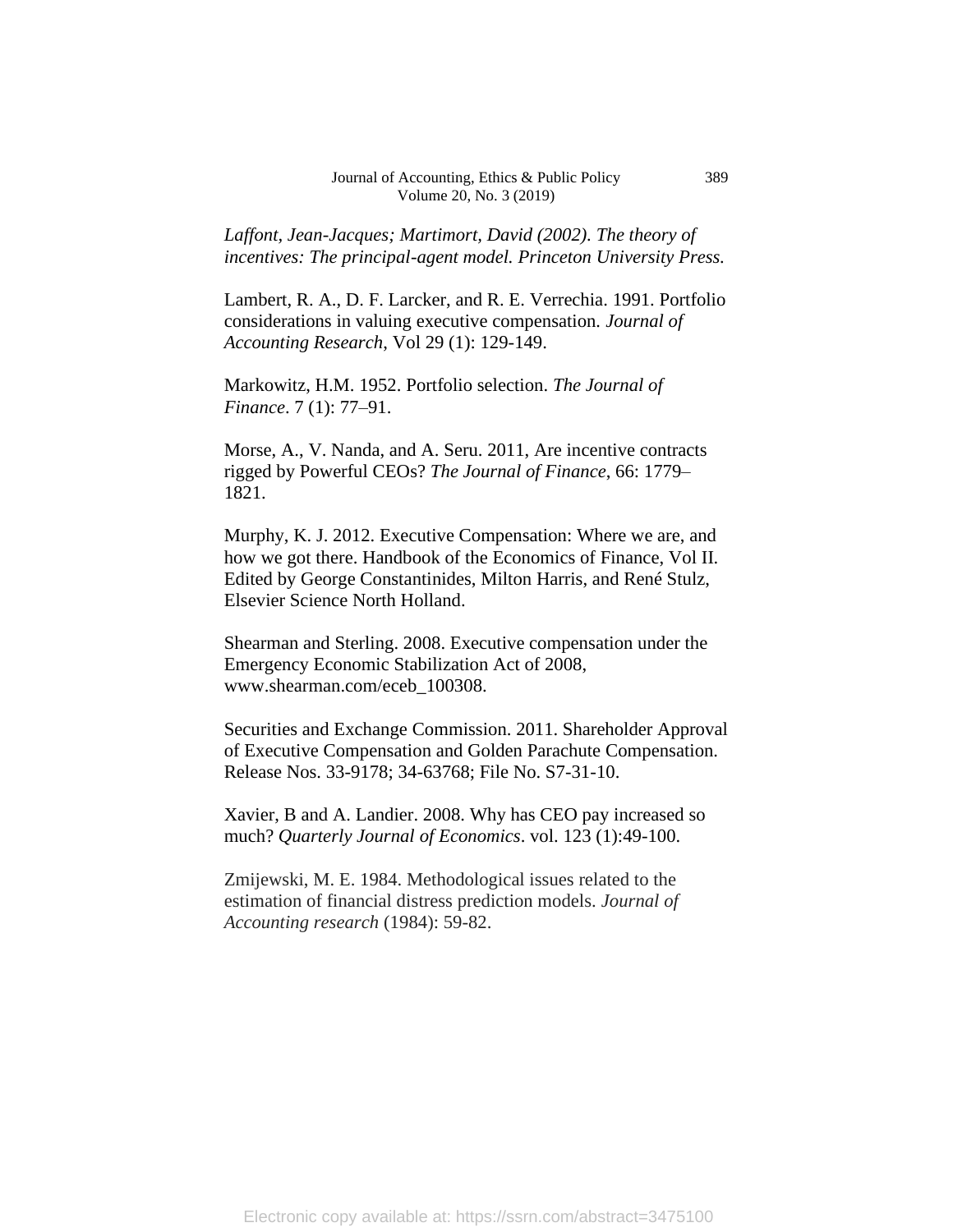*Laffont, Jean-Jacques; Martimort, David (2002). The theory of incentives: The principal-agent model. Princeton University Press.*

Lambert, R. A., D. F. Larcker, and R. E. Verrechia. 1991. Portfolio considerations in valuing executive compensation. *Journal of Accounting Research*, Vol 29 (1): 129-149.

Markowitz, H.M. 1952. Portfolio selection. *The Journal of Finance*. 7 (1): 77–91.

Morse, A., V. Nanda, and A. Seru. 2011, Are incentive contracts rigged by Powerful CEOs? *The Journal of Finance*, 66: 1779–1821.

Murphy, K. J. 2012. Executive Compensation: Where we are, and how we got there. Handbook of the Economics of Finance, Vol II. Edited by George Constantinides, Milton Harris, and René Stulz, Elsevier Science North Holland.

Shearman and Sterling. 2008. Executive compensation under the Emergency Economic Stabilization Act of 2008, www.shearman.com/eceb_100308.

Securities and Exchange Commission. 2011. Shareholder Approval of Executive Compensation and Golden Parachute Compensation. Release Nos. 33-9178; 34-63768; File No. S7-31-10.

Xavier, B and A. Landier. 2008. Why has CEO pay increased so much? *Quarterly Journal of Economics*. vol. 123 (1):49-100.

Zmijewski, M. E. 1984. Methodological issues related to the estimation of financial distress prediction models. *Journal of Accounting research* (1984): 59-82.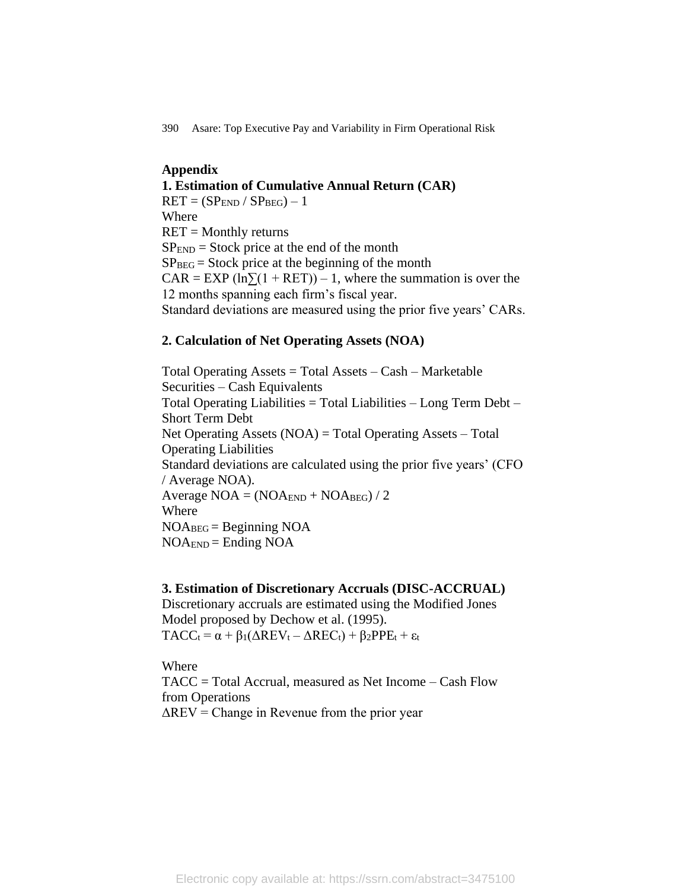## Appendix

### 1. Estimation of Cumulative Annual Return (CAR)

$RET = (SP_{END} / SP_{BEG}) – 1$

Where

RET = Monthly returns

$SP_{END}$ = Stock price at the end of the month

$SP_{BEG}$ = Stock price at the beginning of the month

$CAR = EXP (\ln\sum(1 + RET)) – 1$, where the summation is over the 12 months spanning each firm's fiscal year.

Standard deviations are measured using the prior five years' CARs.

### 2. Calculation of Net Operating Assets (NOA)

Total Operating Assets = Total Assets – Cash – Marketable Securities – Cash Equivalents

Total Operating Liabilities = Total Liabilities – Long Term Debt – Short Term Debt

Net Operating Assets (NOA) = Total Operating Assets – Total Operating Liabilities

Standard deviations are calculated using the prior five years' (CFO / Average NOA).

$\text{Average NOA} = (NOA_{END} + NOA_{BEG}) / 2$

Where

$NOA_{BEG}$ = Beginning NOA

$NOA_{END}$ = Ending NOA

### 3. Estimation of Discretionary Accruals (DISC-ACCRUAL)

Discretionary accruals are estimated using the Modified Jones Model proposed by Dechow et al. (1995).

$$TACC_t = \alpha + \beta_1(\Delta REV_t – \Delta REC_t) + \beta_2 PPE_t + \varepsilon_t$$

Where

TACC = Total Accrual, measured as Net Income – Cash Flow from Operations

$\Delta REV$ = Change in Revenue from the prior year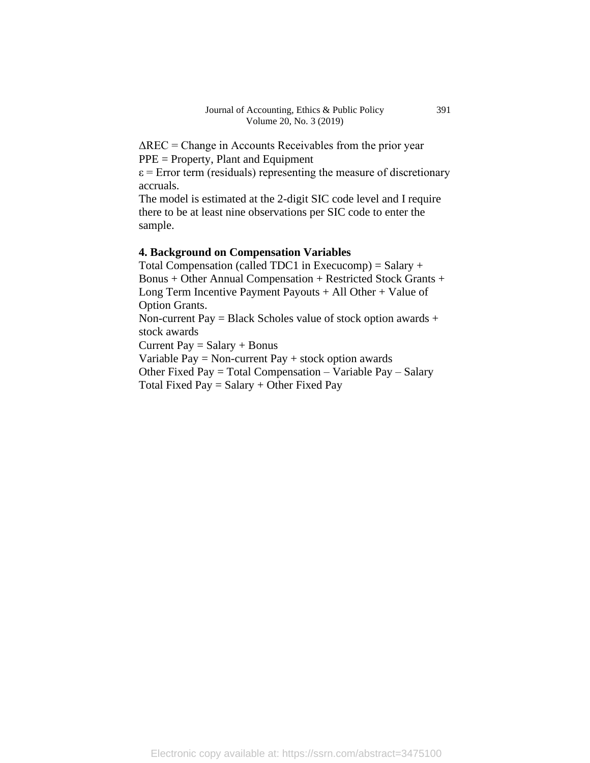$\Delta$REC = Change in Accounts Receivables from the prior year
PPE = Property, Plant and Equipment
$\varepsilon$ = Error term (residuals) representing the measure of discretionary accruals.
The model is estimated at the 2-digit SIC code level and I require there to be at least nine observations per SIC code to enter the sample.

## 4. Background on Compensation Variables

Total Compensation (called TDC1 in Execucomp) = Salary + Bonus + Other Annual Compensation + Restricted Stock Grants + Long Term Incentive Payment Payouts + All Other + Value of Option Grants.
Non-current Pay = Black Scholes value of stock option awards + stock awards
Current Pay = Salary + Bonus
Variable Pay = Non-current Pay + stock option awards
Other Fixed Pay = Total Compensation – Variable Pay – Salary
Total Fixed Pay = Salary + Other Fixed Pay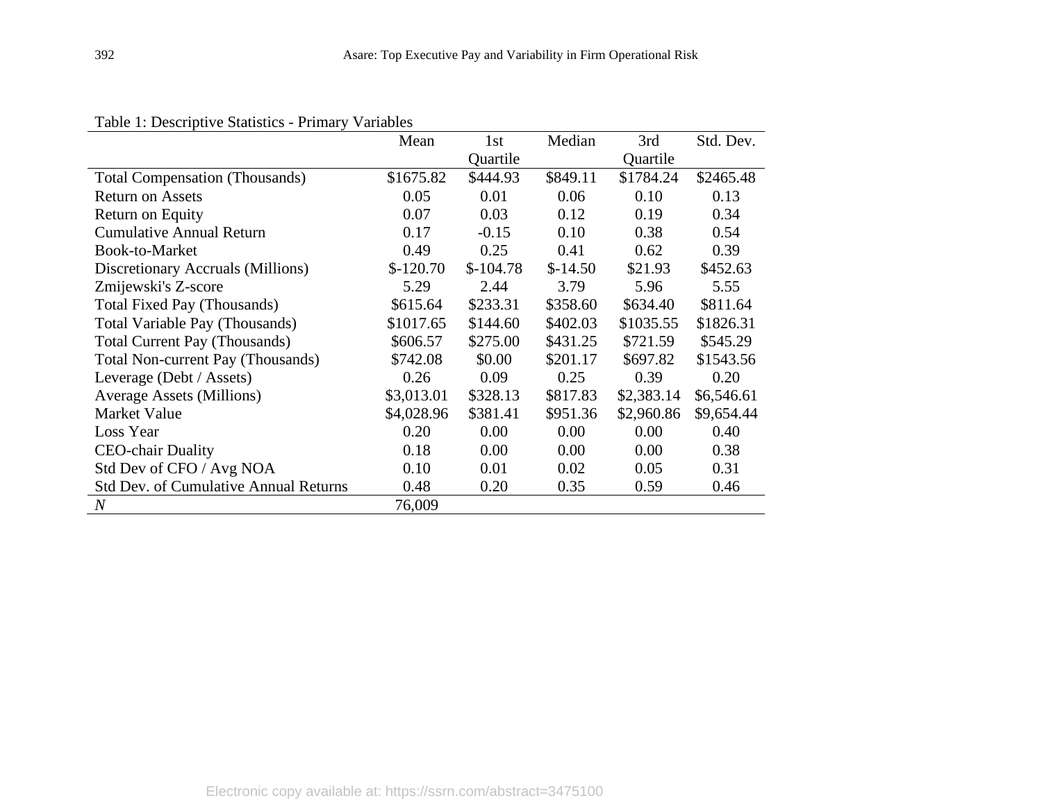Table 1: Descriptive Statistics - Primary Variables

| | Mean | 1st Quartile | Median | 3rd Quartile | Std. Dev. |
|---|---|---|---|---|---|
| Total Compensation (Thousands) | $1675.82 | $444.93 | $849.11 | $1784.24 | $2465.48 |
| Return on Assets | 0.05 | 0.01 | 0.06 | 0.10 | 0.13 |
| Return on Equity | 0.07 | 0.03 | 0.12 | 0.19 | 0.34 |
| Cumulative Annual Return | 0.17 | -0.15 | 0.10 | 0.38 | 0.54 |
| Book-to-Market | 0.49 | 0.25 | 0.41 | 0.62 | 0.39 |
| Discretionary Accruals (Millions) | $-120.70 | $-104.78 | $-14.50 | $21.93 | $452.63 |
| Zmijewski's Z-score | 5.29 | 2.44 | 3.79 | 5.96 | 5.55 |
| Total Fixed Pay (Thousands) | $615.64 | $233.31 | $358.60 | $634.40 | $811.64 |
| Total Variable Pay (Thousands) | $1017.65 | $144.60 | $402.03 | $1035.55 | $1826.31 |
| Total Current Pay (Thousands) | $606.57 | $275.00 | $431.25 | $721.59 | $545.29 |
| Total Non-current Pay (Thousands) | $742.08 | $0.00 | $201.17 | $697.82 | $1543.56 |
| Leverage (Debt / Assets) | 0.26 | 0.09 | 0.25 | 0.39 | 0.20 |
| Average Assets (Millions) | $3,013.01 | $328.13 | $817.83 | $2,383.14 | $6,546.61 |
| Market Value | $4,028.96 | $381.41 | $951.36 | $2,960.86 | $9,654.44 |
| Loss Year | 0.20 | 0.00 | 0.00 | 0.00 | 0.40 |
| CEO-chair Duality | 0.18 | 0.00 | 0.00 | 0.00 | 0.38 |
| Std Dev of CFO / Avg NOA | 0.10 | 0.01 | 0.02 | 0.05 | 0.31 |
| Std Dev. of Cumulative Annual Returns | 0.48 | 0.20 | 0.35 | 0.59 | 0.46 |
| *N* | 76,009 | | | | |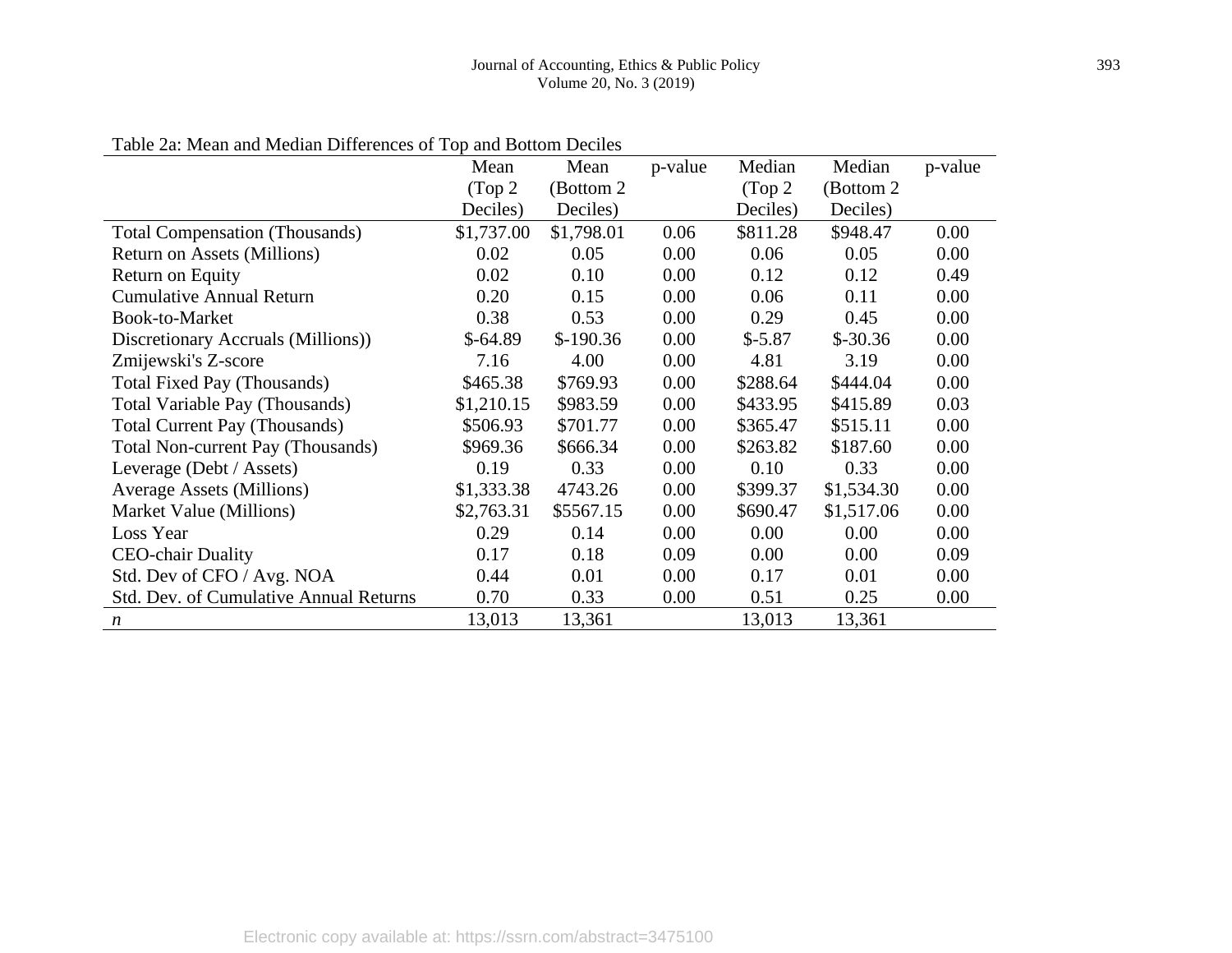Table 2a: Mean and Median Differences of Top and Bottom Deciles

| | Mean (Top 2 Deciles) | Mean (Bottom 2 Deciles) | p-value | Median (Top 2 Deciles) | Median (Bottom 2 Deciles) | p-value |
|---|---|---|---|---|---|---|
| Total Compensation (Thousands) | $1,737.00 | $1,798.01 | 0.06 | $811.28 | $948.47 | 0.00 |
| Return on Assets (Millions) | 0.02 | 0.05 | 0.00 | 0.06 | 0.05 | 0.00 |
| Return on Equity | 0.02 | 0.10 | 0.00 | 0.12 | 0.12 | 0.49 |
| Cumulative Annual Return | 0.20 | 0.15 | 0.00 | 0.06 | 0.11 | 0.00 |
| Book-to-Market | 0.38 | 0.53 | 0.00 | 0.29 | 0.45 | 0.00 |
| Discretionary Accruals (Millions)) | $-64.89 | $-190.36 | 0.00 | $-5.87 | $-30.36 | 0.00 |
| Zmijewski's Z-score | 7.16 | 4.00 | 0.00 | 4.81 | 3.19 | 0.00 |
| Total Fixed Pay (Thousands) | $465.38 | $769.93 | 0.00 | $288.64 | $444.04 | 0.00 |
| Total Variable Pay (Thousands) | $1,210.15 | $983.59 | 0.00 | $433.95 | $415.89 | 0.03 |
| Total Current Pay (Thousands) | $506.93 | $701.77 | 0.00 | $365.47 | $515.11 | 0.00 |
| Total Non-current Pay (Thousands) | $969.36 | $666.34 | 0.00 | $263.82 | $187.60 | 0.00 |
| Leverage (Debt / Assets) | 0.19 | 0.33 | 0.00 | 0.10 | 0.33 | 0.00 |
| Average Assets (Millions) | $1,333.38 | 4743.26 | 0.00 | $399.37 | $1,534.30 | 0.00 |
| Market Value (Millions) | $2,763.31 | $5567.15 | 0.00 | $690.47 | $1,517.06 | 0.00 |
| Loss Year | 0.29 | 0.14 | 0.00 | 0.00 | 0.00 | 0.00 |
| CEO-chair Duality | 0.17 | 0.18 | 0.09 | 0.00 | 0.00 | 0.09 |
| Std. Dev of CFO / Avg. NOA | 0.44 | 0.01 | 0.00 | 0.17 | 0.01 | 0.00 |
| Std. Dev. of Cumulative Annual Returns | 0.70 | 0.33 | 0.00 | 0.51 | 0.25 | 0.00 |
| *n* | 13,013 | 13,361 | | 13,013 | 13,361 | |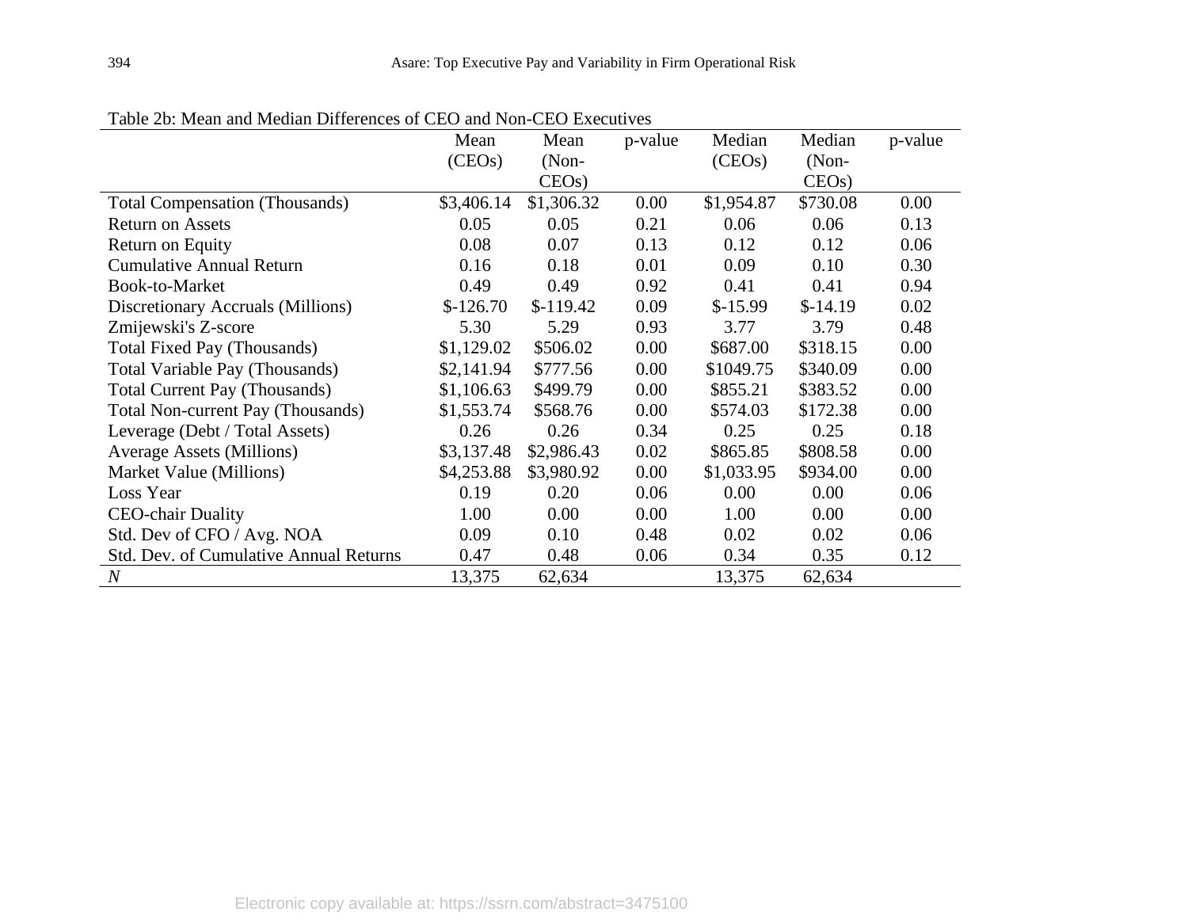Table 2b: Mean and Median Differences of CEO and Non-CEO Executives

| | Mean (CEOs) | Mean (Non-CEOs) | p-value | Median (CEOs) | Median (Non-CEOs) | p-value |
|---|---|---|---|---|---|---|
| Total Compensation (Thousands) | $3,406.14 | $1,306.32 | 0.00 | $1,954.87 | $730.08 | 0.00 |
| Return on Assets | 0.05 | 0.05 | 0.21 | 0.06 | 0.06 | 0.13 |
| Return on Equity | 0.08 | 0.07 | 0.13 | 0.12 | 0.12 | 0.06 |
| Cumulative Annual Return | 0.16 | 0.18 | 0.01 | 0.09 | 0.10 | 0.30 |
| Book-to-Market | 0.49 | 0.49 | 0.92 | 0.41 | 0.41 | 0.94 |
| Discretionary Accruals (Millions) | $-126.70 | $-119.42 | 0.09 | $-15.99 | $-14.19 | 0.02 |
| Zmijewski's Z-score | 5.30 | 5.29 | 0.93 | 3.77 | 3.79 | 0.48 |
| Total Fixed Pay (Thousands) | $1,129.02 | $506.02 | 0.00 | $687.00 | $318.15 | 0.00 |
| Total Variable Pay (Thousands) | $2,141.94 | $777.56 | 0.00 | $1049.75 | $340.09 | 0.00 |
| Total Current Pay (Thousands) | $1,106.63 | $499.79 | 0.00 | $855.21 | $383.52 | 0.00 |
| Total Non-current Pay (Thousands) | $1,553.74 | $568.76 | 0.00 | $574.03 | $172.38 | 0.00 |
| Leverage (Debt / Total Assets) | 0.26 | 0.26 | 0.34 | 0.25 | 0.25 | 0.18 |
| Average Assets (Millions) | $3,137.48 | $2,986.43 | 0.02 | $865.85 | $808.58 | 0.00 |
| Market Value (Millions) | $4,253.88 | $3,980.92 | 0.00 | $1,033.95 | $934.00 | 0.00 |
| Loss Year | 0.19 | 0.20 | 0.06 | 0.00 | 0.00 | 0.06 |
| CEO-chair Duality | 1.00 | 0.00 | 0.00 | 1.00 | 0.00 | 0.00 |
| Std. Dev of CFO / Avg. NOA | 0.09 | 0.10 | 0.48 | 0.02 | 0.02 | 0.06 |
| Std. Dev. of Cumulative Annual Returns | 0.47 | 0.48 | 0.06 | 0.34 | 0.35 | 0.12 |
| *N* | 13,375 | 62,634 | | 13,375 | 62,634 | |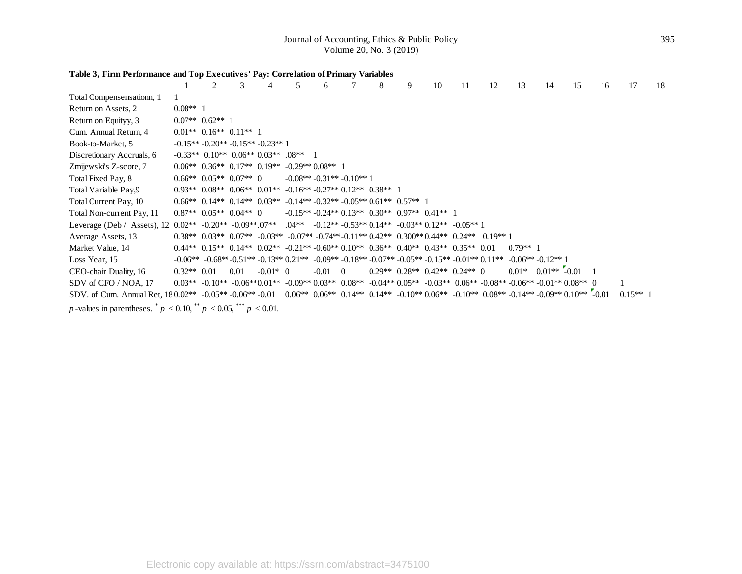**Table 3, Firm Performance and Top Executives' Pay: Correlation of Primary Variables**

| | 1 | 2 | 3 | 4 | 5 | 6 | 7 | 8 | 9 | 10 | 11 | 12 | 13 | 14 | 15 | 16 | 17 | 18 |
|---|---|---|---|---|---|---|---|---|---|---|---|---|---|---|---|---|---|---|
| Total Compensensationn, 1 | 1 | | | | | | | | | | | | | | | | | |
| Return on Assets, 2 | 0.08** | 1 | | | | | | | | | | | | | | | | |
| Return on Equityy, 3 | 0.07** | 0.62** | 1 | | | | | | | | | | | | | | | |
| Cum. Annual Return, 4 | 0.01** | 0.16** | 0.11** | 1 | | | | | | | | | | | | | | |
| Book-to-Market, 5 | -0.15** | -0.20** | -0.15** | -0.23** | 1 | | | | | | | | | | | | | |
| Discretionary Accruals, 6 | -0.33** | 0.10** | 0.06** | 0.03** | .08** | 1 | | | | | | | | | | | | |
| Zmijewski's Z-score, 7 | 0.06** | 0.36** | 0.17** | 0.19** | -0.29** | 0.08** | 1 | | | | | | | | | | | |
| Total Fixed Pay, 8 | 0.66** | 0.05** | 0.07** | 0 | -0.08** | -0.31** | -0.10** | 1 | | | | | | | | | | |
| Total Variable Pay,9 | 0.93** | 0.08** | 0.06** | 0.01** | -0.16** | -0.27** | 0.12** | 0.38** | 1 | | | | | | | | | |
| Total Current Pay, 10 | 0.66** | 0.14** | 0.14** | 0.03** | -0.14** | -0.32** | -0.05** | 0.61** | 0.57** | 1 | | | | | | | | |
| Total Non-current Pay, 11 | 0.87** | 0.05** | 0.04** | 0 | -0.15** | -0.24** | 0.13** | 0.30** | 0.97** | 0.41** | 1 | | | | | | | |
| Leverage (Deb / Assets), 12 | 0.02** | -0.20** | -0.09** | .07** | .04** | -0.12** | -0.53** | 0.14** | -0.03** | 0.12** | -0.05** | 1 | | | | | | |
| Average Assets, 13 | 0.38** | 0.03** | 0.07** | -0.03** | -0.07** | -0.74** | -0.11** | 0.42** | 0.300** | 0.44** | 0.24** | 0.19** | 1 | | | | | |
| Market Value, 14 | 0.44** | 0.15** | 0.14** | 0.02** | -0.21** | -0.60** | 0.10** | 0.36** | 0.40** | 0.43** | 0.35** | 0.01 | 0.79** | 1 | | | | |
| Loss Year, 15 | -0.06** | -0.68** | -0.51** | -0.13** | 0.21** | -0.09** | -0.18** | -0.07** | -0.05** | -0.15** | -0.01** | 0.11** | -0.06** | -0.12** | 1 | | | |
| CEO-chair Duality, 16 | 0.32** | 0.01 | 0.01 | -0.01* | 0 | -0.01 | 0 | 0.29** | 0.28** | 0.42** | 0.24** | 0 | 0.01* | 0.01** | -0.01 | 1 | | |
| SDV of CFO / NOA, 17 | 0.03** | -0.10** | -0.06** | 0.01** | -0.09** | 0.03** | 0.08** | -0.04** | 0.05** | -0.03** | 0.06** | -0.08** | -0.06** | -0.01** | 0.08** | 0 | 1 | |
| SDV. of Cum. Annual Ret, 18 | 0.02** | -0.05** | -0.06** | -0.01 | 0.06** | 0.06** | 0.14** | 0.14** | -0.10** | 0.06** | -0.10** | 0.08** | -0.14** | -0.09** | 0.10** | -0.01 | 0.15** | 1 |

*p*-values in parentheses. * $p < 0.10$, ** $p < 0.05$, *** $p < 0.01$.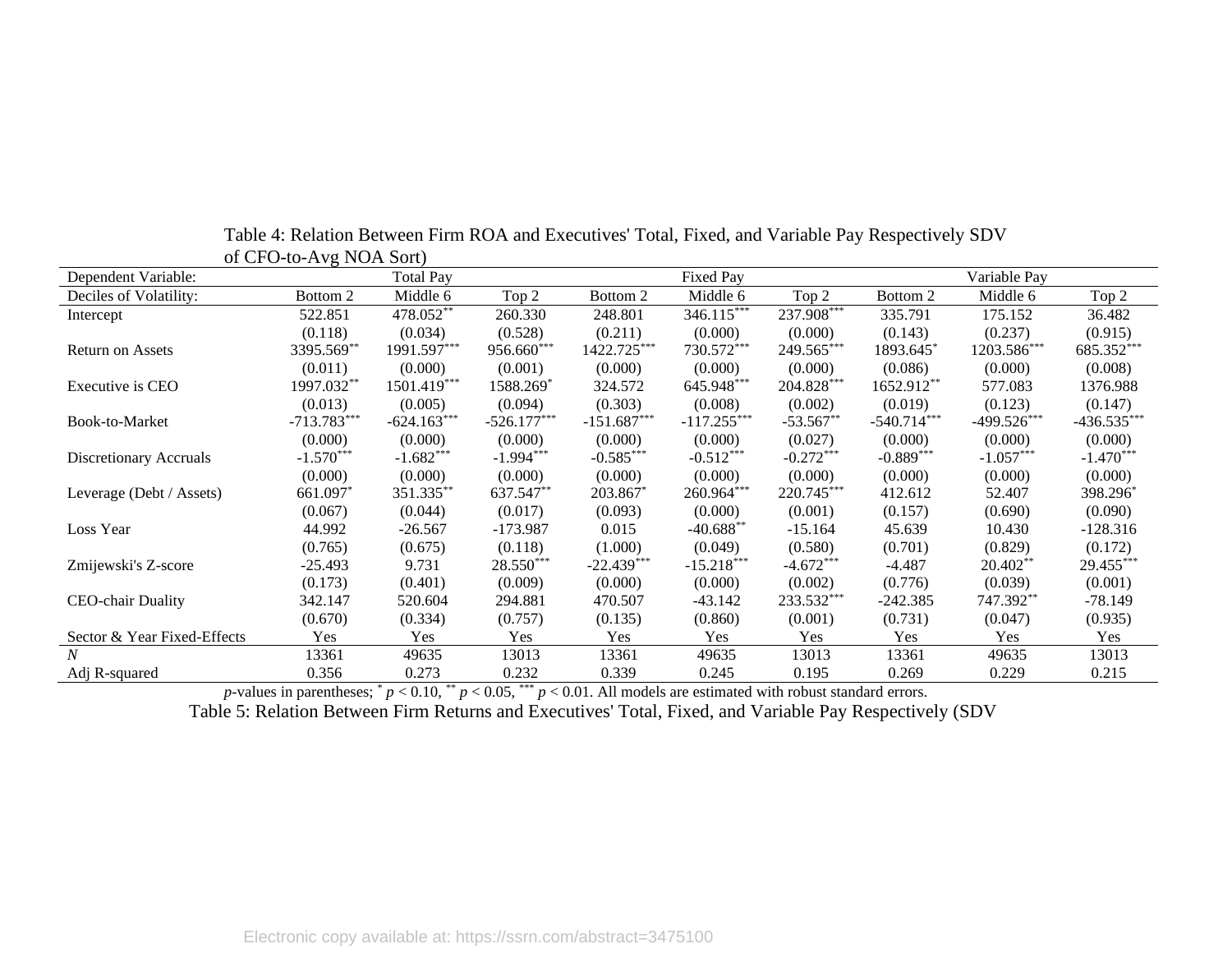Table 4: Relation Between Firm ROA and Executives' Total, Fixed, and Variable Pay Respectively SDV of CFO-to-Avg NOA Sort)

| Dependent Variable: | Total Pay | | | Fixed Pay | | | Variable Pay | | |
|---|---|---|---|---|---|---|---|---|---|
| Deciles of Volatility: | Bottom 2 | Middle 6 | Top 2 | Bottom 2 | Middle 6 | Top 2 | Bottom 2 | Middle 6 | Top 2 |
| Intercept | 522.851 | 478.052** | 260.330 | 248.801 | 346.115*** | 237.908*** | 335.791 | 175.152 | 36.482 |
| | (0.118) | (0.034) | (0.528) | (0.211) | (0.000) | (0.000) | (0.143) | (0.237) | (0.915) |
| Return on Assets | 3395.569** | 1991.597*** | 956.660*** | 1422.725*** | 730.572*** | 249.565*** | 1893.645* | 1203.586*** | 685.352*** |
| | (0.011) | (0.000) | (0.001) | (0.000) | (0.000) | (0.000) | (0.086) | (0.000) | (0.008) |
| Executive is CEO | 1997.032** | 1501.419*** | 1588.269* | 324.572 | 645.948*** | 204.828*** | 1652.912** | 577.083 | 1376.988 |
| | (0.013) | (0.005) | (0.094) | (0.303) | (0.008) | (0.002) | (0.019) | (0.123) | (0.147) |
| Book-to-Market | -713.783*** | -624.163*** | -526.177*** | -151.687*** | -117.255*** | -53.567** | -540.714*** | -499.526*** | -436.535*** |
| | (0.000) | (0.000) | (0.000) | (0.000) | (0.000) | (0.027) | (0.000) | (0.000) | (0.000) |
| Discretionary Accruals | -1.570*** | -1.682*** | -1.994*** | -0.585*** | -0.512*** | -0.272*** | -0.889*** | -1.057*** | -1.470*** |
| | (0.000) | (0.000) | (0.000) | (0.000) | (0.000) | (0.000) | (0.000) | (0.000) | (0.000) |
| Leverage (Debt / Assets) | 661.097* | 351.335** | 637.547** | 203.867* | 260.964*** | 220.745*** | 412.612 | 52.407 | 398.296* |
| | (0.067) | (0.044) | (0.017) | (0.093) | (0.000) | (0.001) | (0.157) | (0.690) | (0.090) |
| Loss Year | 44.992 | -26.567 | -173.987 | 0.015 | -40.688** | -15.164 | 45.639 | 10.430 | -128.316 |
| | (0.765) | (0.675) | (0.118) | (1.000) | (0.049) | (0.580) | (0.701) | (0.829) | (0.172) |
| Zmijewski's Z-score | -25.493 | 9.731 | 28.550*** | -22.439*** | -15.218*** | -4.672*** | -4.487 | 20.402** | 29.455*** |
| | (0.173) | (0.401) | (0.009) | (0.000) | (0.000) | (0.002) | (0.776) | (0.039) | (0.001) |
| CEO-chair Duality | 342.147 | 520.604 | 294.881 | 470.507 | -43.142 | 233.532*** | -242.385 | 747.392** | -78.149 |
| | (0.670) | (0.334) | (0.757) | (0.135) | (0.860) | (0.001) | (0.731) | (0.047) | (0.935) |
| Sector & Year Fixed-Effects | Yes | Yes | Yes | Yes | Yes | Yes | Yes | Yes | Yes |
| *N* | 13361 | 49635 | 13013 | 13361 | 49635 | 13013 | 13361 | 49635 | 13013 |
| Adj R-squared | 0.356 | 0.273 | 0.232 | 0.339 | 0.245 | 0.195 | 0.269 | 0.229 | 0.215 |

*p*-values in parentheses; * $p < 0.10$, ** $p < 0.05$, *** $p < 0.01$. All models are estimated with robust standard errors.

Table 5: Relation Between Firm Returns and Executives' Total, Fixed, and Variable Pay Respectively (SDV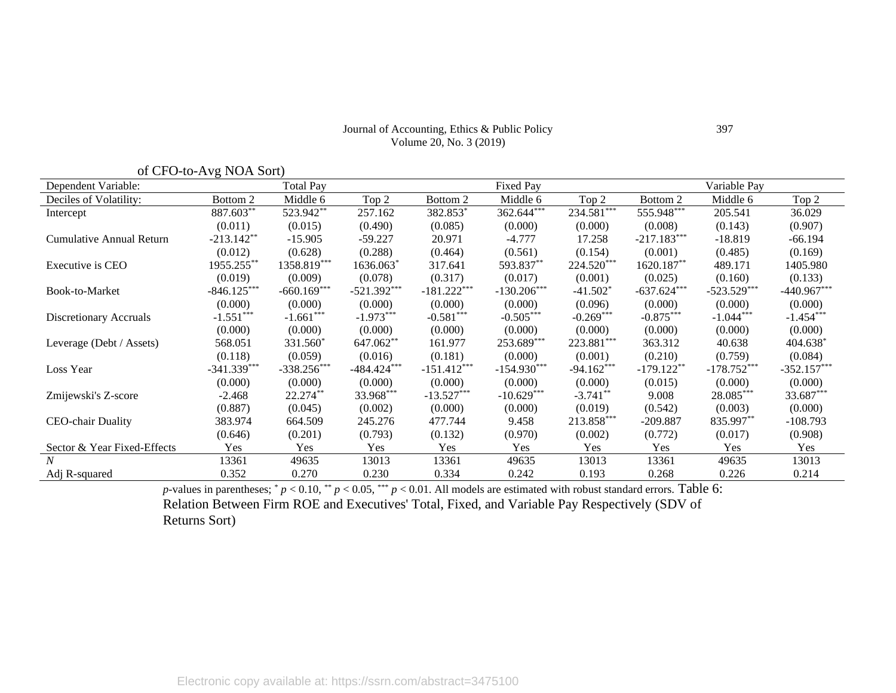of CFO-to-Avg NOA Sort)

| Dependent Variable: | Total Pay | | | Fixed Pay | | | Variable Pay | | |
|---|---|---|---|---|---|---|---|---|---|
| Deciles of Volatility: | Bottom 2 | Middle 6 | Top 2 | Bottom 2 | Middle 6 | Top 2 | Bottom 2 | Middle 6 | Top 2 |
| Intercept | 887.603** | 523.942** | 257.162 | 382.853* | 362.644*** | 234.581*** | 555.948*** | 205.541 | 36.029 |
| | (0.011) | (0.015) | (0.490) | (0.085) | (0.000) | (0.000) | (0.008) | (0.143) | (0.907) |
| Cumulative Annual Return | -213.142** | -15.905 | -59.227 | 20.971 | -4.777 | 17.258 | -217.183*** | -18.819 | -66.194 |
| | (0.012) | (0.628) | (0.288) | (0.464) | (0.561) | (0.154) | (0.001) | (0.485) | (0.169) |
| Executive is CEO | 1955.255** | 1358.819*** | 1636.063* | 317.641 | 593.837** | 224.520*** | 1620.187** | 489.171 | 1405.980 |
| | (0.019) | (0.009) | (0.078) | (0.317) | (0.017) | (0.001) | (0.025) | (0.160) | (0.133) |
| Book-to-Market | -846.125*** | -660.169*** | -521.392*** | -181.222*** | -130.206*** | -41.502* | -637.624*** | -523.529*** | -440.967*** |
| | (0.000) | (0.000) | (0.000) | (0.000) | (0.000) | (0.096) | (0.000) | (0.000) | (0.000) |
| Discretionary Accruals | -1.551*** | -1.661*** | -1.973*** | -0.581*** | -0.505*** | -0.269*** | -0.875*** | -1.044*** | -1.454*** |
| | (0.000) | (0.000) | (0.000) | (0.000) | (0.000) | (0.000) | (0.000) | (0.000) | (0.000) |
| Leverage (Debt / Assets) | 568.051 | 331.560* | 647.062** | 161.977 | 253.689*** | 223.881*** | 363.312 | 40.638 | 404.638* |
| | (0.118) | (0.059) | (0.016) | (0.181) | (0.000) | (0.001) | (0.210) | (0.759) | (0.084) |
| Loss Year | -341.339*** | -338.256*** | -484.424*** | -151.412*** | -154.930*** | -94.162*** | -179.122** | -178.752*** | -352.157*** |
| | (0.000) | (0.000) | (0.000) | (0.000) | (0.000) | (0.000) | (0.015) | (0.000) | (0.000) |
| Zmijewski's Z-score | -2.468 | 22.274** | 33.968*** | -13.527*** | -10.629*** | -3.741** | 9.008 | 28.085*** | 33.687*** |
| | (0.887) | (0.045) | (0.002) | (0.000) | (0.000) | (0.019) | (0.542) | (0.003) | (0.000) |
| CEO-chair Duality | 383.974 | 664.509 | 245.276 | 477.744 | 9.458 | 213.858*** | -209.887 | 835.997** | -108.793 |
| | (0.646) | (0.201) | (0.793) | (0.132) | (0.970) | (0.002) | (0.772) | (0.017) | (0.908) |
| Sector & Year Fixed-Effects | Yes | Yes | Yes | Yes | Yes | Yes | Yes | Yes | Yes |
| *N* | 13361 | 49635 | 13013 | 13361 | 49635 | 13013 | 13361 | 49635 | 13013 |
| Adj R-squared | 0.352 | 0.270 | 0.230 | 0.334 | 0.242 | 0.193 | 0.268 | 0.226 | 0.214 |

*p*-values in parentheses; * $p < 0.10$, ** $p < 0.05$, *** $p < 0.01$. All models are estimated with robust standard errors. Table 6: Relation Between Firm ROE and Executives' Total, Fixed, and Variable Pay Respectively (SDV of Returns Sort)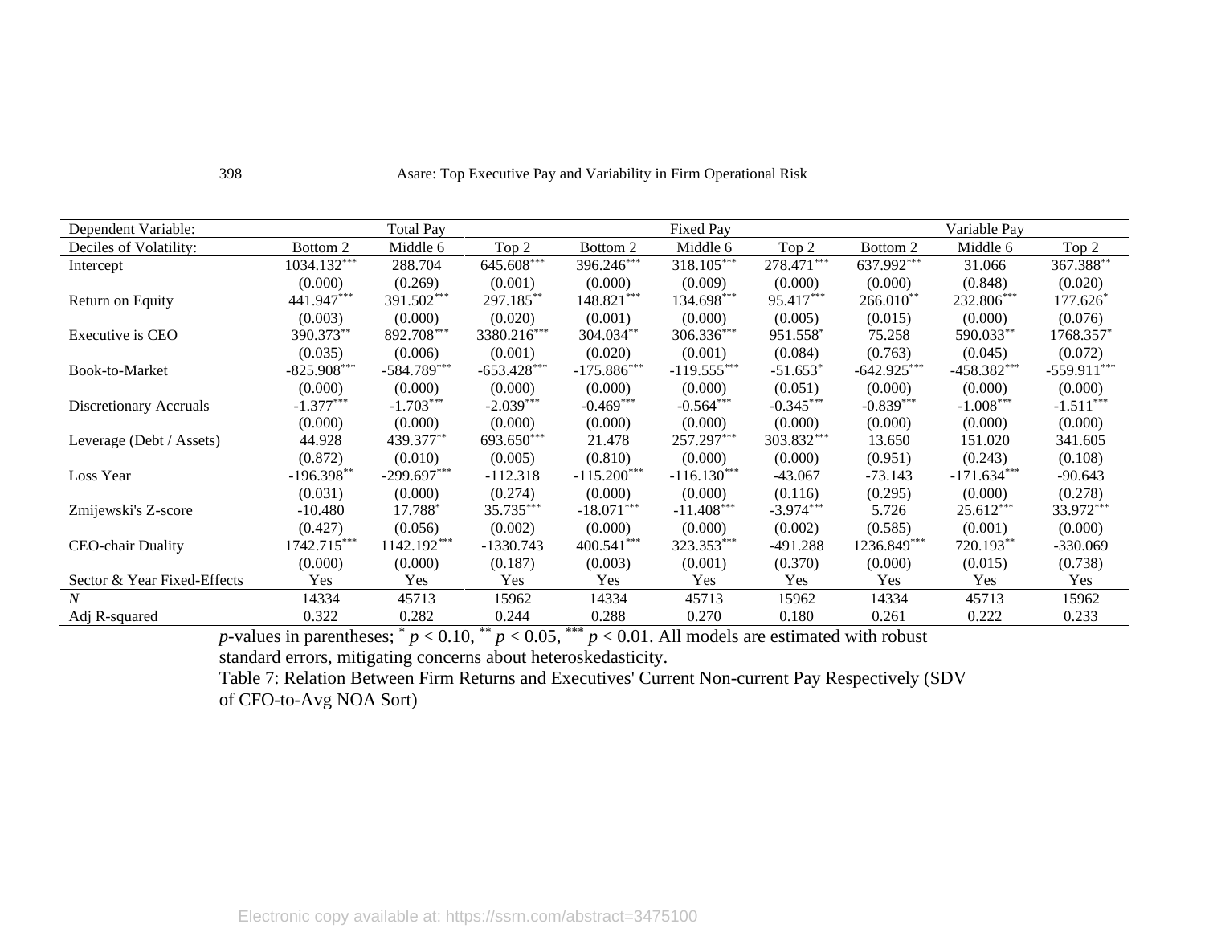| Dependent Variable: | | Total Pay | | | Fixed Pay | | | Variable Pay | |
|---|---|---|---|---|---|---|---|---|---|
| Deciles of Volatility: | Bottom 2 | Middle 6 | Top 2 | Bottom 2 | Middle 6 | Top 2 | Bottom 2 | Middle 6 | Top 2 |
| Intercept | 1034.132*** | 288.704 | 645.608*** | 396.246*** | 318.105*** | 278.471*** | 637.992*** | 31.066 | 367.388** |
| | (0.000) | (0.269) | (0.001) | (0.000) | (0.009) | (0.000) | (0.000) | (0.848) | (0.020) |
| Return on Equity | 441.947*** | 391.502*** | 297.185** | 148.821*** | 134.698*** | 95.417*** | 266.010** | 232.806*** | 177.626* |
| | (0.003) | (0.000) | (0.020) | (0.001) | (0.000) | (0.005) | (0.015) | (0.000) | (0.076) |
| Executive is CEO | 390.373** | 892.708*** | 3380.216*** | 304.034** | 306.336*** | 951.558* | 75.258 | 590.033** | 1768.357* |
| | (0.035) | (0.006) | (0.001) | (0.020) | (0.001) | (0.084) | (0.763) | (0.045) | (0.072) |
| Book-to-Market | -825.908*** | -584.789*** | -653.428*** | -175.886*** | -119.555*** | -51.653* | -642.925*** | -458.382*** | -559.911*** |
| | (0.000) | (0.000) | (0.000) | (0.000) | (0.000) | (0.051) | (0.000) | (0.000) | (0.000) |
| Discretionary Accruals | -1.377*** | -1.703*** | -2.039*** | -0.469*** | -0.564*** | -0.345*** | -0.839*** | -1.008*** | -1.511*** |
| | (0.000) | (0.000) | (0.000) | (0.000) | (0.000) | (0.000) | (0.000) | (0.000) | (0.000) |
| Leverage (Debt / Assets) | 44.928 | 439.377** | 693.650*** | 21.478 | 257.297*** | 303.832*** | 13.650 | 151.020 | 341.605 |
| | (0.872) | (0.010) | (0.005) | (0.810) | (0.000) | (0.000) | (0.951) | (0.243) | (0.108) |
| Loss Year | -196.398** | -299.697*** | -112.318 | -115.200*** | -116.130*** | -43.067 | -73.143 | -171.634*** | -90.643 |
| | (0.031) | (0.000) | (0.274) | (0.000) | (0.000) | (0.116) | (0.295) | (0.000) | (0.278) |
| Zmijewski's Z-score | -10.480 | 17.788* | 35.735*** | -18.071*** | -11.408*** | -3.974*** | 5.726 | 25.612*** | 33.972*** |
| | (0.427) | (0.056) | (0.002) | (0.000) | (0.000) | (0.002) | (0.585) | (0.001) | (0.000) |
| CEO-chair Duality | 1742.715*** | 1142.192*** | -1330.743 | 400.541*** | 323.353*** | -491.288 | 1236.849*** | 720.193** | -330.069 |
| | (0.000) | (0.000) | (0.187) | (0.003) | (0.001) | (0.370) | (0.000) | (0.015) | (0.738) |
| Sector & Year Fixed-Effects | Yes | Yes | Yes | Yes | Yes | Yes | Yes | Yes | Yes |
| *N* | 14334 | 45713 | 15962 | 14334 | 45713 | 15962 | 14334 | 45713 | 15962 |
| Adj R-squared | 0.322 | 0.282 | 0.244 | 0.288 | 0.270 | 0.180 | 0.261 | 0.222 | 0.233 |

*p*-values in parentheses; * $p < 0.10$, ** $p < 0.05$, *** $p < 0.01$. All models are estimated with robust standard errors, mitigating concerns about heteroskedasticity.

Table 7: Relation Between Firm Returns and Executives' Current Non-current Pay Respectively (SDV of CFO-to-Avg NOA Sort)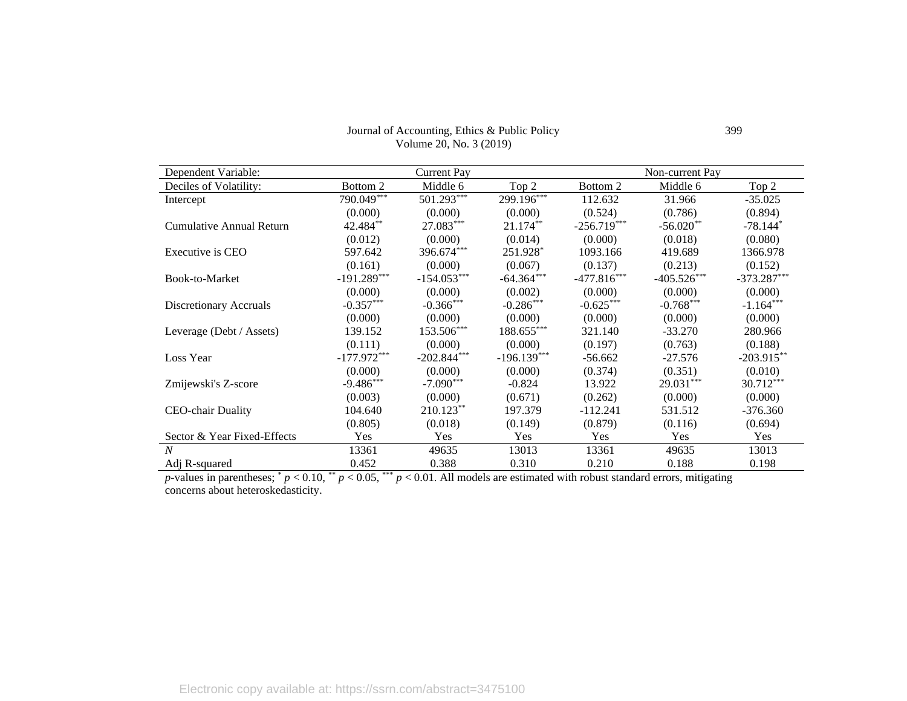| Dependent Variable: | Current Pay | | | Non-current Pay | | |
|---|---|---|---|---|---|---|
| Deciles of Volatility: | Bottom 2 | Middle 6 | Top 2 | Bottom 2 | Middle 6 | Top 2 |
| Intercept | 790.049*** | 501.293*** | 299.196*** | 112.632 | 31.966 | -35.025 |
| | (0.000) | (0.000) | (0.000) | (0.524) | (0.786) | (0.894) |
| Cumulative Annual Return | 42.484** | 27.083*** | 21.174** | -256.719*** | -56.020** | -78.144* |
| | (0.012) | (0.000) | (0.014) | (0.000) | (0.018) | (0.080) |
| Executive is CEO | 597.642 | 396.674*** | 251.928* | 1093.166 | 419.689 | 1366.978 |
| | (0.161) | (0.000) | (0.067) | (0.137) | (0.213) | (0.152) |
| Book-to-Market | -191.289*** | -154.053*** | -64.364*** | -477.816*** | -405.526*** | -373.287*** |
| | (0.000) | (0.000) | (0.002) | (0.000) | (0.000) | (0.000) |
| Discretionary Accruals | -0.357*** | -0.366*** | -0.286*** | -0.625*** | -0.768*** | -1.164*** |
| | (0.000) | (0.000) | (0.000) | (0.000) | (0.000) | (0.000) |
| Leverage (Debt / Assets) | 139.152 | 153.506*** | 188.655*** | 321.140 | -33.270 | 280.966 |
| | (0.111) | (0.000) | (0.000) | (0.197) | (0.763) | (0.188) |
| Loss Year | -177.972*** | -202.844*** | -196.139*** | -56.662 | -27.576 | -203.915** |
| | (0.000) | (0.000) | (0.000) | (0.374) | (0.351) | (0.010) |
| Zmijewski's Z-score | -9.486*** | -7.090*** | -0.824 | 13.922 | 29.031*** | 30.712*** |
| | (0.003) | (0.000) | (0.671) | (0.262) | (0.000) | (0.000) |
| CEO-chair Duality | 104.640 | 210.123** | 197.379 | -112.241 | 531.512 | -376.360 |
| | (0.805) | (0.018) | (0.149) | (0.879) | (0.116) | (0.694) |
| Sector & Year Fixed-Effects | Yes | Yes | Yes | Yes | Yes | Yes |
| *N* | 13361 | 49635 | 13013 | 13361 | 49635 | 13013 |
| Adj R-squared | 0.452 | 0.388 | 0.310 | 0.210 | 0.188 | 0.198 |

*p*-values in parentheses; * $p < 0.10$, ** $p < 0.05$, *** $p < 0.01$. All models are estimated with robust standard errors, mitigating concerns about heteroskedasticity.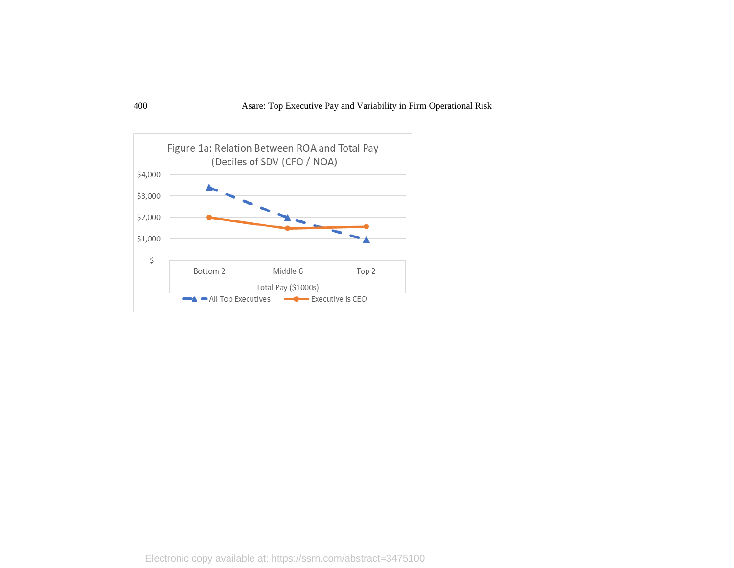Figure 1a: Relation Between ROA and Total Pay (Deciles of SDV (CFO / NOA)

| Total Pay ($1000s) | Bottom 2 | Middle 6 | Top 2 |
|---|---|---|---|
| All Top Executives | | | |
| Executive is CEO | | | |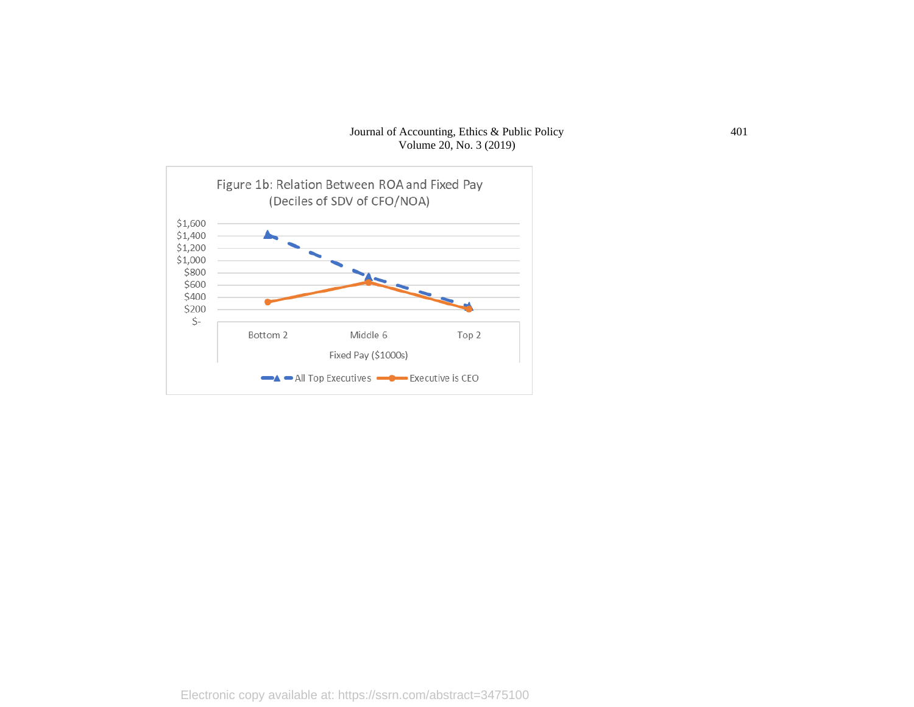Figure 1b: Relation Between ROA and Fixed Pay
(Deciles of SDV of CFO/NOA)

| | Bottom 2 | Middle 6 | Top 2 |
|---|---|---|---|
| All Top Executives | | | |
| Executive is CEO | | | |

Fixed Pay ($1000s)

Electronic copy available at: https://ssrn.com/abstract=3475100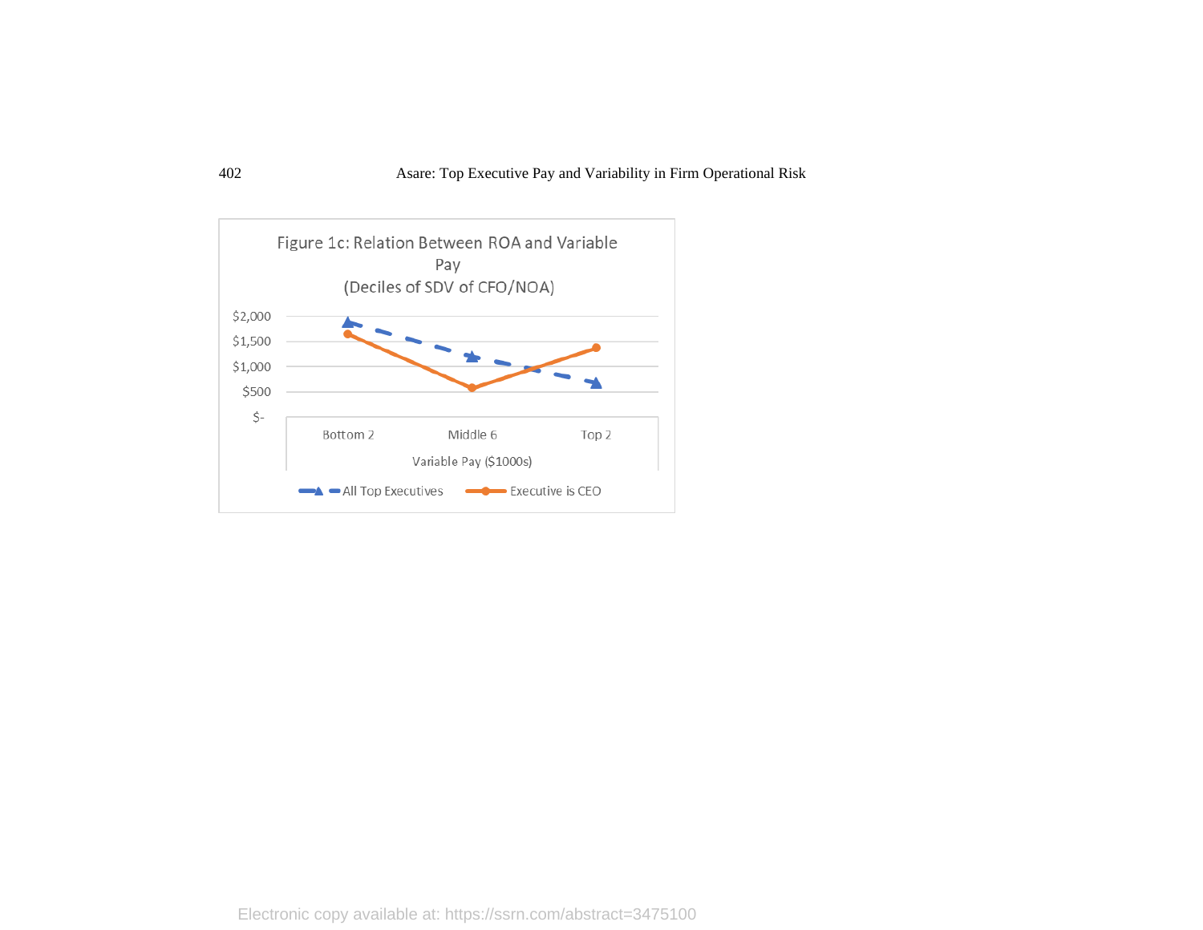Figure 1c: Relation Between ROA and Variable Pay
(Deciles of SDV of CFO/NOA)

| | Bottom 2 | Middle 6 | Top 2 |
|---|---|---|---|
| All Top Executives | | | |
| Executive is CEO | | | |

Variable Pay ($1000s)

Electronic copy available at: https://ssrn.com/abstract=3475100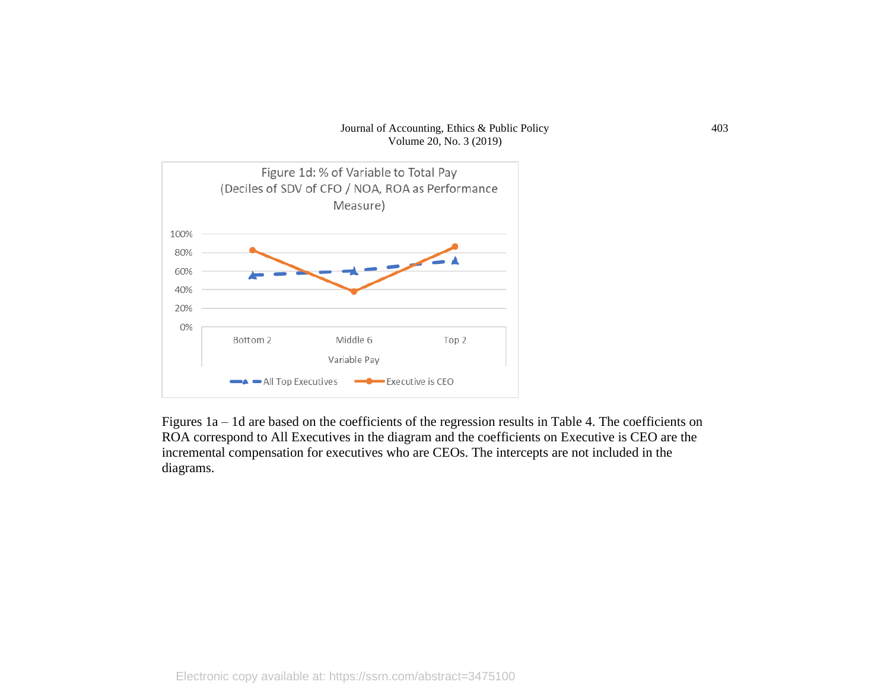Figure 1d: % of Variable to Total Pay
(Deciles of SDV of CFO / NOA, ROA as Performance Measure)

Figures 1a – 1d are based on the coefficients of the regression results in Table 4. The coefficients on ROA correspond to All Executives in the diagram and the coefficients on Executive is CEO are the incremental compensation for executives who are CEOs. The intercepts are not included in the diagrams.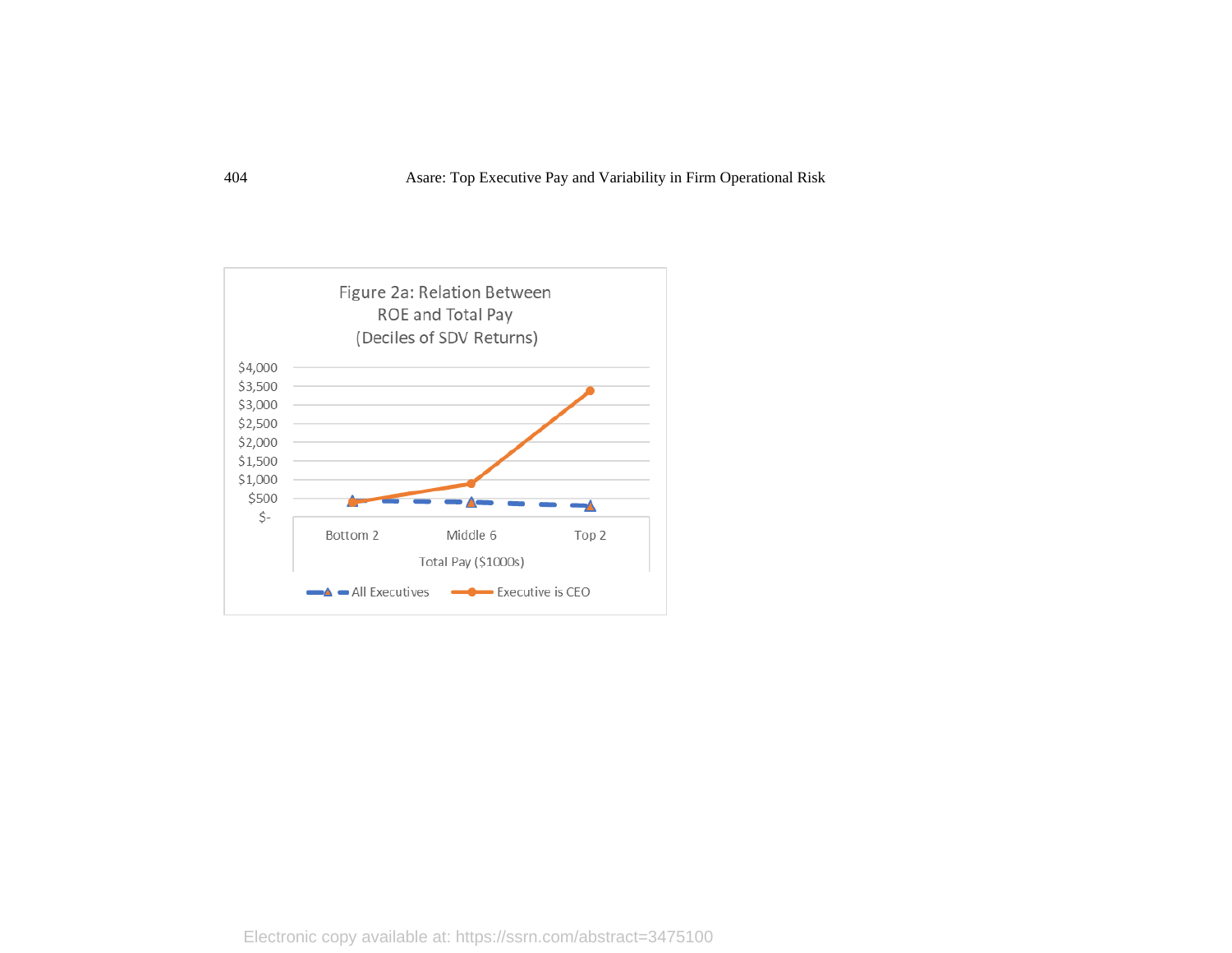Figure 2a: Relation Between ROE and Total Pay (Deciles of SDV Returns)

| Total Pay ($1000s) | All Executives | Executive is CEO |
|---|---|---|
| Bottom 2 | | |
| Middle 6 | | |
| Top 2 | | |

Electronic copy available at: https://ssrn.com/abstract=3475100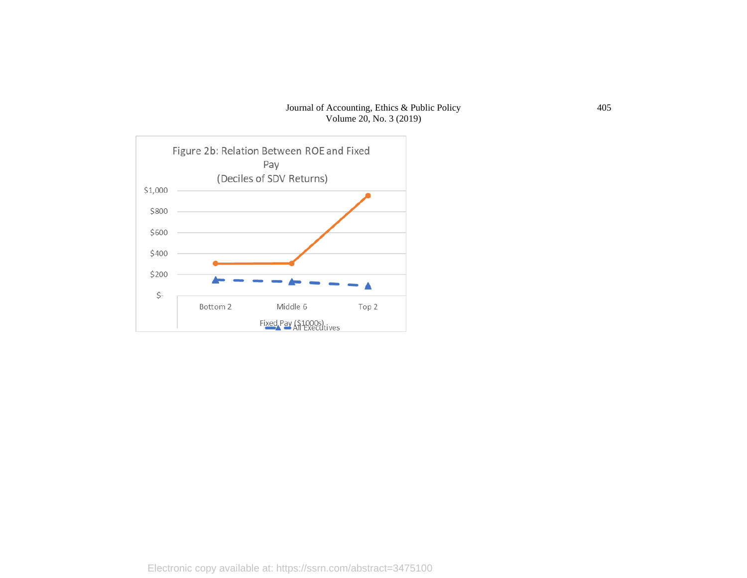Figure 2b: Relation Between ROE and Fixed Pay
(Deciles of SDV Returns)

$1,000
$800
$600
$400
$200
$-

Bottom 2 | Middle 6 | Top 2

Fixed Pay ($1000s)

All Executives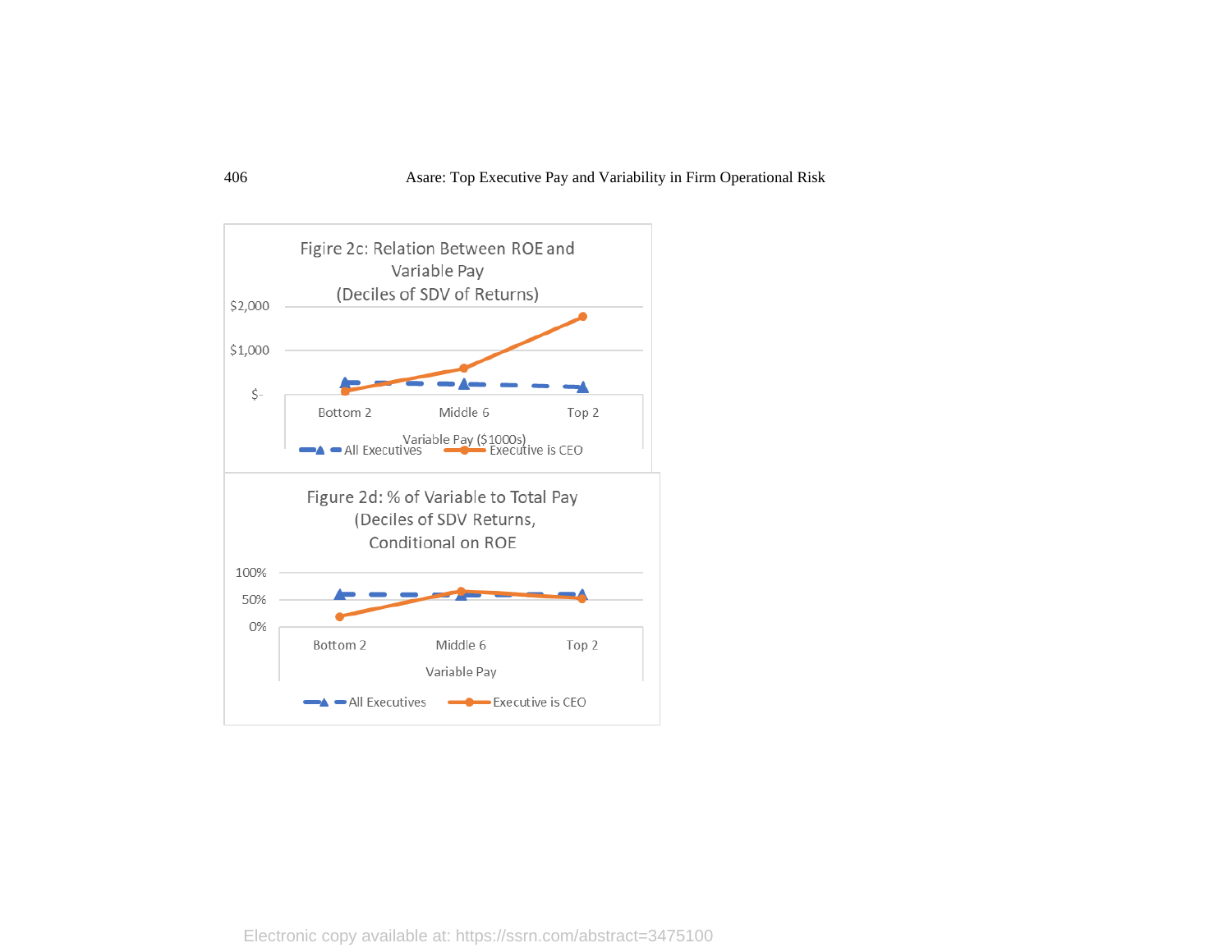Figire 2c: Relation Between ROE and Variable Pay (Deciles of SDV of Returns)

$2,000

$1,000

$-

Bottom 2 | Middle 6 | Top 2

Variable Pay ($1000s)

All Executives | Executive is CEO

Figure 2d: % of Variable to Total Pay (Deciles of SDV Returns, Conditional on ROE

100%

50%

0%

Bottom 2 | Middle 6 | Top 2

Variable Pay

All Executives | Executive is CEO

Electronic copy available at: https://ssrn.com/abstract=3475100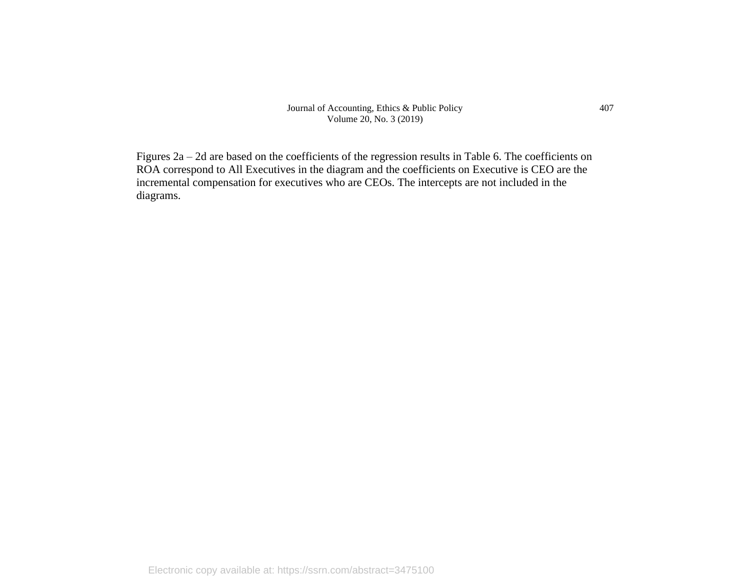Figures 2a – 2d are based on the coefficients of the regression results in Table 6. The coefficients on ROA correspond to All Executives in the diagram and the coefficients on Executive is CEO are the incremental compensation for executives who are CEOs. The intercepts are not included in the diagrams.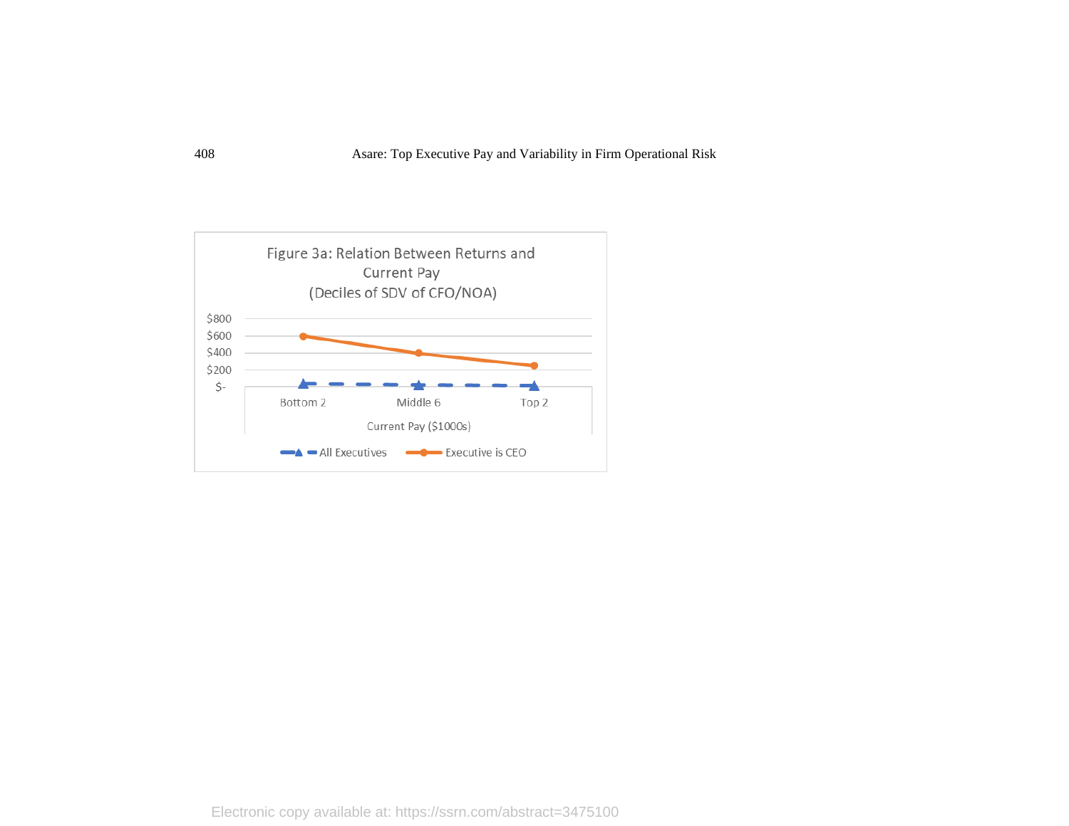Figure 3a: Relation Between Returns and Current Pay
(Deciles of SDV of CFO/NOA)

| Current Pay ($1000s) | All Executives | Executive is CEO |
|---|---|---|
| Bottom 2 | | |
| Middle 6 | | |
| Top 2 | | |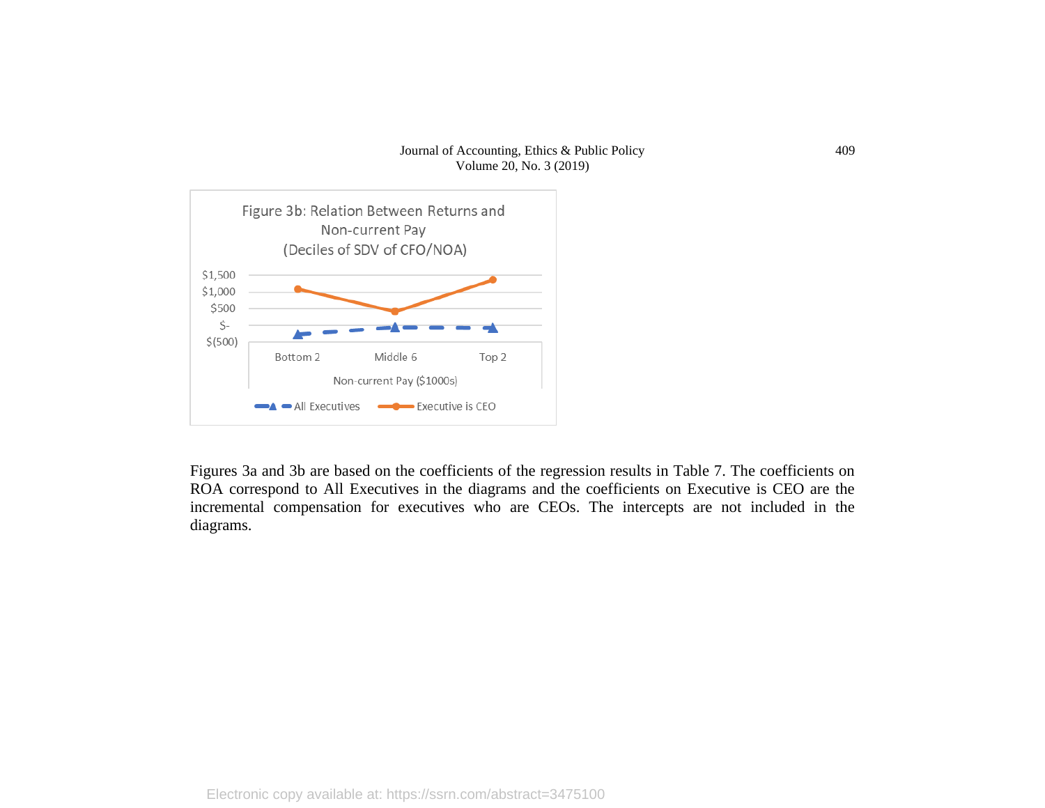Figure 3b: Relation Between Returns and Non-current Pay (Deciles of SDV of CFO/NOA)

Figures 3a and 3b are based on the coefficients of the regression results in Table 7. The coefficients on ROA correspond to All Executives in the diagrams and the coefficients on Executive is CEO are the incremental compensation for executives who are CEOs. The intercepts are not included in the diagrams.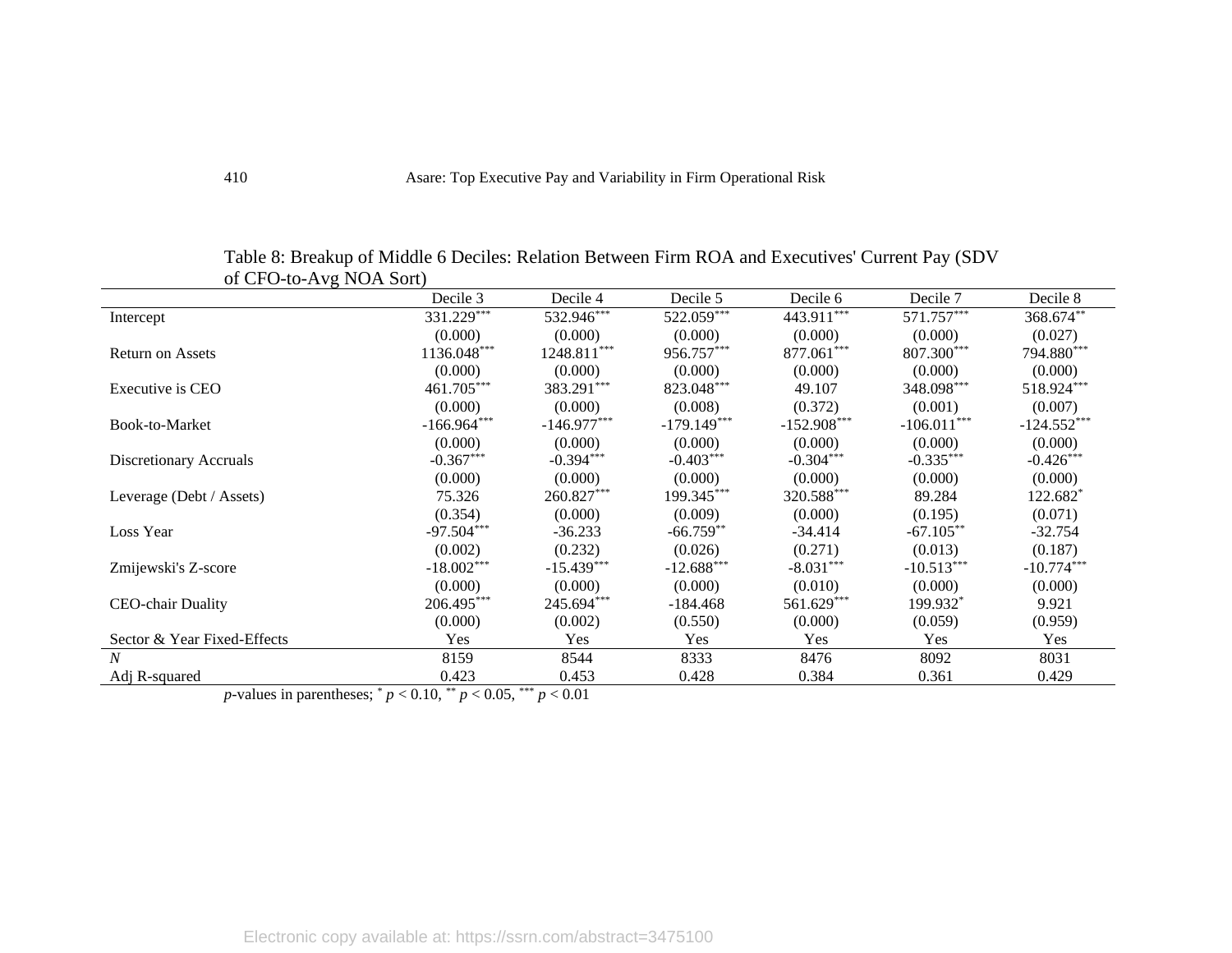Table 8: Breakup of Middle 6 Deciles: Relation Between Firm ROA and Executives' Current Pay (SDV of CFO-to-Avg NOA Sort)

| | Decile 3 | Decile 4 | Decile 5 | Decile 6 | Decile 7 | Decile 8 |
|---|---|---|---|---|---|---|
| Intercept | 331.229*** | 532.946*** | 522.059*** | 443.911*** | 571.757*** | 368.674** |
| | (0.000) | (0.000) | (0.000) | (0.000) | (0.000) | (0.027) |
| Return on Assets | 1136.048*** | 1248.811*** | 956.757*** | 877.061*** | 807.300*** | 794.880*** |
| | (0.000) | (0.000) | (0.000) | (0.000) | (0.000) | (0.000) |
| Executive is CEO | 461.705*** | 383.291*** | 823.048*** | 49.107 | 348.098*** | 518.924*** |
| | (0.000) | (0.000) | (0.008) | (0.372) | (0.001) | (0.007) |
| Book-to-Market | -166.964*** | -146.977*** | -179.149*** | -152.908*** | -106.011*** | -124.552*** |
| | (0.000) | (0.000) | (0.000) | (0.000) | (0.000) | (0.000) |
| Discretionary Accruals | -0.367*** | -0.394*** | -0.403*** | -0.304*** | -0.335*** | -0.426*** |
| | (0.000) | (0.000) | (0.000) | (0.000) | (0.000) | (0.000) |
| Leverage (Debt / Assets) | 75.326 | 260.827*** | 199.345*** | 320.588*** | 89.284 | 122.682* |
| | (0.354) | (0.000) | (0.009) | (0.000) | (0.195) | (0.071) |
| Loss Year | -97.504*** | -36.233 | -66.759** | -34.414 | -67.105** | -32.754 |
| | (0.002) | (0.232) | (0.026) | (0.271) | (0.013) | (0.187) |
| Zmijewski's Z-score | -18.002*** | -15.439*** | -12.688*** | -8.031*** | -10.513*** | -10.774*** |
| | (0.000) | (0.000) | (0.000) | (0.010) | (0.000) | (0.000) |
| CEO-chair Duality | 206.495*** | 245.694*** | -184.468 | 561.629*** | 199.932* | 9.921 |
| | (0.000) | (0.002) | (0.550) | (0.000) | (0.059) | (0.959) |
| Sector & Year Fixed-Effects | Yes | Yes | Yes | Yes | Yes | Yes |
| *N* | 8159 | 8544 | 8333 | 8476 | 8092 | 8031 |
| Adj R-squared | 0.423 | 0.453 | 0.428 | 0.384 | 0.361 | 0.429 |

*p*-values in parentheses; * $p < 0.10$, ** $p < 0.05$, *** $p < 0.01$